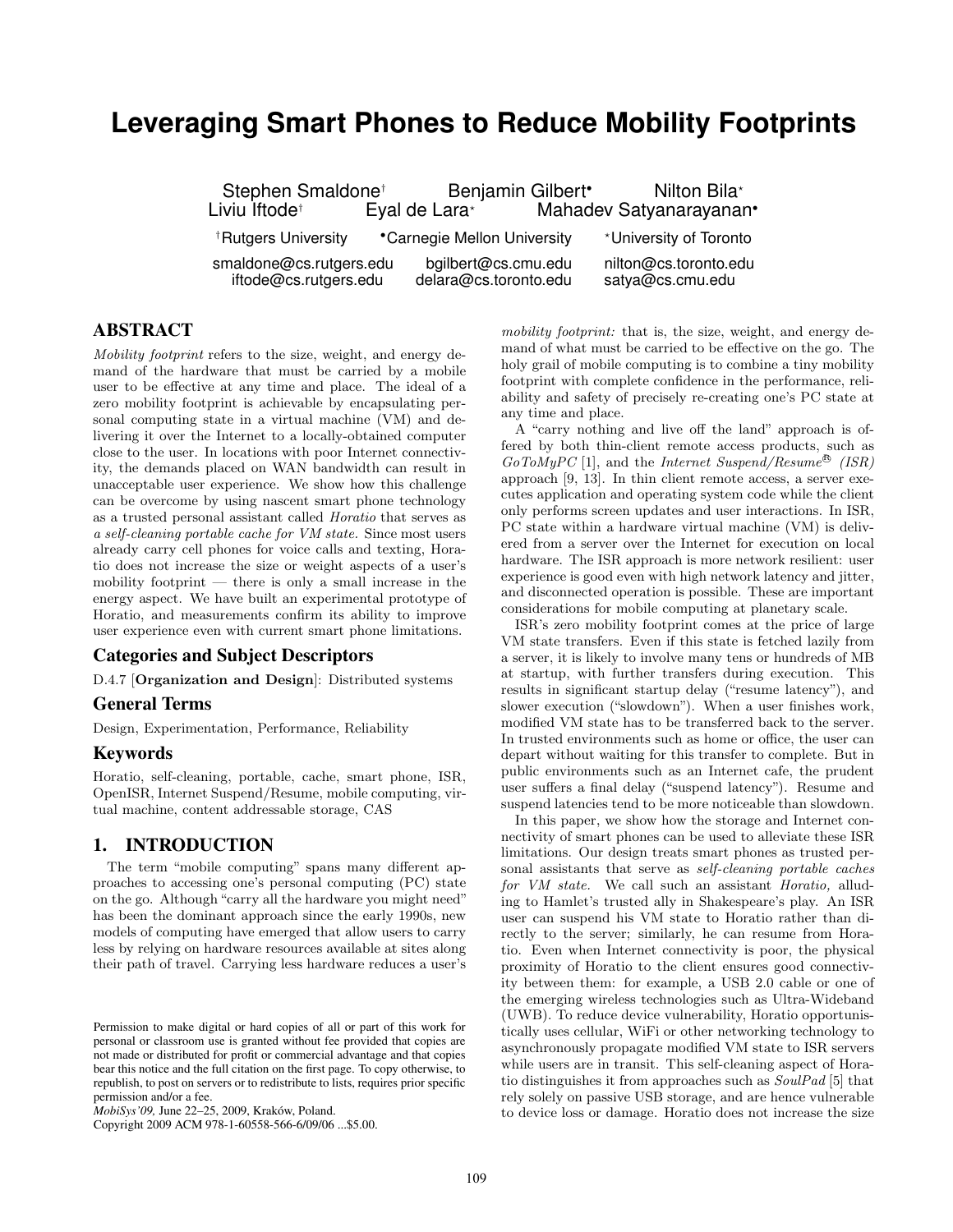# Leveraging Smart Phones to Reduce Mobility Footprints

Stephen Smaldone[†] Benjamin Gilbert[•] Nilton Bila[⋆]
Liviu Iftode[†] Eyal de Lara[⋆] Mahadev Satyanarayanan[•]

[†]Rutgers University [•]Carnegie Mellon University [⋆]University of Toronto

smaldone@cs.rutgers.edu bgilbert@cs.cmu.edu nilton@cs.toronto.edu
iftode@cs.rutgers.edu delara@cs.toronto.edu satya@cs.cmu.edu

## ABSTRACT

*Mobility footprint* refers to the size, weight, and energy demand of the hardware that must be carried by a mobile user to be effective at any time and place. The ideal of a zero mobility footprint is achievable by encapsulating personal computing state in a virtual machine (VM) and delivering it over the Internet to a locally-obtained computer close to the user. In locations with poor Internet connectivity, the demands placed on WAN bandwidth can result in unacceptable user experience. We show how this challenge can be overcome by using nascent smart phone technology as a trusted personal assistant called *Horatio* that serves as *a self-cleaning portable cache for VM state*. Since most users already carry cell phones for voice calls and texting, Horatio does not increase the size or weight aspects of a user's mobility footprint — there is only a small increase in the energy aspect. We have built an experimental prototype of Horatio, and measurements confirm its ability to improve user experience even with current smart phone limitations.

## Categories and Subject Descriptors

D.4.7 [**Organization and Design**]: Distributed systems

## General Terms

Design, Experimentation, Performance, Reliability

## Keywords

Horatio, self-cleaning, portable, cache, smart phone, ISR, OpenISR, Internet Suspend/Resume, mobile computing, virtual machine, content addressable storage, CAS

## 1. INTRODUCTION

The term "mobile computing" spans many different approaches to accessing one's personal computing (PC) state on the go. Although "carry all the hardware you might need" has been the dominant approach since the early 1990s, new models of computing have emerged that allow users to carry less by relying on hardware resources available at sites along their path of travel. Carrying less hardware reduces a user's *mobility footprint:* that is, the size, weight, and energy demand of what must be carried to be effective on the go. The holy grail of mobile computing is to combine a tiny mobility footprint with complete confidence in the performance, reliability and safety of precisely re-creating one's PC state at any time and place.

A "carry nothing and live off the land" approach is offered by both thin-client remote access products, such as *GoToMyPC* [1], and the *Internet Suspend/Resume® (ISR)* approach [9, 13]. In thin client remote access, a server executes application and operating system code while the client only performs screen updates and user interactions. In ISR, PC state within a hardware virtual machine (VM) is delivered from a server over the Internet for execution on local hardware. The ISR approach is more network resilient: user experience is good even with high network latency and jitter, and disconnected operation is possible. These are important considerations for mobile computing at planetary scale.

ISR's zero mobility footprint comes at the price of large VM state transfers. Even if this state is fetched lazily from a server, it is likely to involve many tens or hundreds of MB at startup, with further transfers during execution. This results in significant startup delay ("resume latency"), and slower execution ("slowdown"). When a user finishes work, modified VM state has to be transferred back to the server. In trusted environments such as home or office, the user can depart without waiting for this transfer to complete. But in public environments such as an Internet cafe, the prudent user suffers a final delay ("suspend latency"). Resume and suspend latencies tend to be more noticeable than slowdown.

In this paper, we show how the storage and Internet connectivity of smart phones can be used to alleviate these ISR limitations. Our design treats smart phones as trusted personal assistants that serve as *self-cleaning portable caches for VM state.* We call such an assistant *Horatio,* alluding to Hamlet's trusted ally in Shakespeare's play. An ISR user can suspend his VM state to Horatio rather than directly to the server; similarly, he can resume from Horatio. Even when Internet connectivity is poor, the physical proximity of Horatio to the client ensures good connectivity between them: for example, a USB 2.0 cable or one of the emerging wireless technologies such as Ultra-Wideband (UWB). To reduce device vulnerability, Horatio opportunistically uses cellular, WiFi or other networking technology to asynchronously propagate modified VM state to ISR servers while users are in transit. This self-cleaning aspect of Horatio distinguishes it from approaches such as *SoulPad* [5] that rely solely on passive USB storage, and are hence vulnerable to device loss or damage. Horatio does not increase the size

Permission to make digital or hard copies of all or part of this work for personal or classroom use is granted without fee provided that copies are not made or distributed for profit or commercial advantage and that copies bear this notice and the full citation on the first page. To copy otherwise, to republish, to post on servers or to redistribute to lists, requires prior specific permission and/or a fee.
*MobiSys'09,* June 22–25, 2009, Kraków, Poland.
Copyright 2009 ACM 978-1-60558-566-6/09/06 ...$5.00.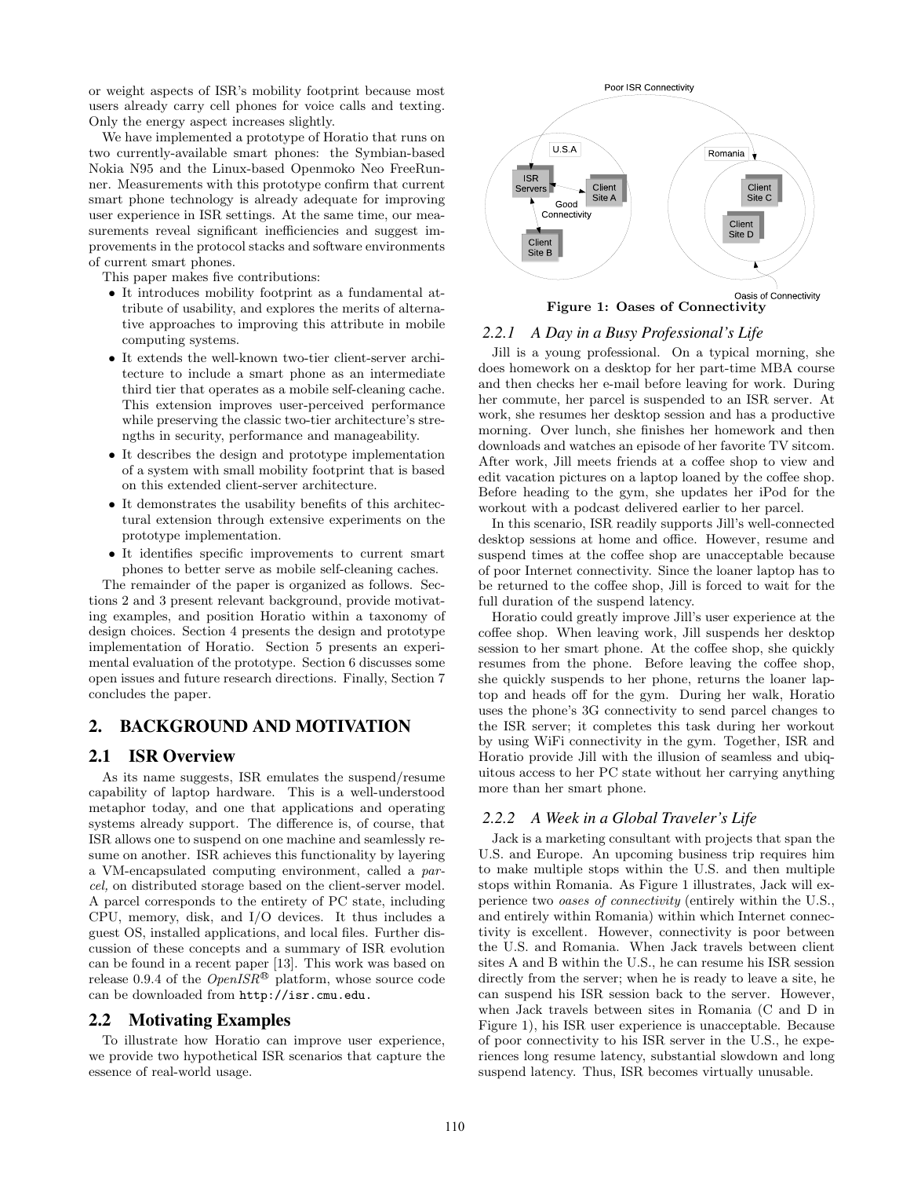or weight aspects of ISR's mobility footprint because most users already carry cell phones for voice calls and texting. Only the energy aspect increases slightly.

We have implemented a prototype of Horatio that runs on two currently-available smart phones: the Symbian-based Nokia N95 and the Linux-based Openmoko Neo FreeRunner. Measurements with this prototype confirm that current smart phone technology is already adequate for improving user experience in ISR settings. At the same time, our measurements reveal significant inefficiencies and suggest improvements in the protocol stacks and software environments of current smart phones.

This paper makes five contributions:

- It introduces mobility footprint as a fundamental attribute of usability, and explores the merits of alternative approaches to improving this attribute in mobile computing systems.
- It extends the well-known two-tier client-server architecture to include a smart phone as an intermediate third tier that operates as a mobile self-cleaning cache. This extension improves user-perceived performance while preserving the classic two-tier architecture's strengths in security, performance and manageability.
- It describes the design and prototype implementation of a system with small mobility footprint that is based on this extended client-server architecture.
- It demonstrates the usability benefits of this architectural extension through extensive experiments on the prototype implementation.
- It identifies specific improvements to current smart phones to better serve as mobile self-cleaning caches.

The remainder of the paper is organized as follows. Sections 2 and 3 present relevant background, provide motivating examples, and position Horatio within a taxonomy of design choices. Section 4 presents the design and prototype implementation of Horatio. Section 5 presents an experimental evaluation of the prototype. Section 6 discusses some open issues and future research directions. Finally, Section 7 concludes the paper.

## 2. BACKGROUND AND MOTIVATION

### 2.1 ISR Overview

As its name suggests, ISR emulates the suspend/resume capability of laptop hardware. This is a well-understood metaphor today, and one that applications and operating systems already support. The difference is, of course, that ISR allows one to suspend on one machine and seamlessly resume on another. ISR achieves this functionality by layering a VM-encapsulated computing environment, called a *parcel,* on distributed storage based on the client-server model. A parcel corresponds to the entirety of PC state, including CPU, memory, disk, and I/O devices. It thus includes a guest OS, installed applications, and local files. Further discussion of these concepts and a summary of ISR evolution can be found in a recent paper [13]. This work was based on release 0.9.4 of the *OpenISR*® platform, whose source code can be downloaded from http://isr.cmu.edu.

### 2.2 Motivating Examples

To illustrate how Horatio can improve user experience, we provide two hypothetical ISR scenarios that capture the essence of real-world usage.

Poor ISR Connectivity
U.S.A
ISR Servers
Client Site A
Good Connectivity
Client Site B
Romania
Client Site C
Client Site D
Oasis of Connectivity

**Figure 1: Oases of Connectivity**

#### 2.2.1 *A Day in a Busy Professional's Life*

Jill is a young professional. On a typical morning, she does homework on a desktop for her part-time MBA course and then checks her e-mail before leaving for work. During her commute, her parcel is suspended to an ISR server. At work, she resumes her desktop session and has a productive morning. Over lunch, she finishes her homework and then downloads and watches an episode of her favorite TV sitcom. After work, Jill meets friends at a coffee shop to view and edit vacation pictures on a laptop loaned by the coffee shop. Before heading to the gym, she updates her iPod for the workout with a podcast delivered earlier to her parcel.

In this scenario, ISR readily supports Jill's well-connected desktop sessions at home and office. However, resume and suspend times at the coffee shop are unacceptable because of poor Internet connectivity. Since the loaner laptop has to be returned to the coffee shop, Jill is forced to wait for the full duration of the suspend latency.

Horatio could greatly improve Jill's user experience at the coffee shop. When leaving work, Jill suspends her desktop session to her smart phone. At the coffee shop, she quickly resumes from the phone. Before leaving the coffee shop, she quickly suspends to her phone, returns the loaner laptop and heads off for the gym. During her walk, Horatio uses the phone's 3G connectivity to send parcel changes to the ISR server; it completes this task during her workout by using WiFi connectivity in the gym. Together, ISR and Horatio provide Jill with the illusion of seamless and ubiquitous access to her PC state without her carrying anything more than her smart phone.

#### 2.2.2 *A Week in a Global Traveler's Life*

Jack is a marketing consultant with projects that span the U.S. and Europe. An upcoming business trip requires him to make multiple stops within the U.S. and then multiple stops within Romania. As Figure 1 illustrates, Jack will experience two *oases of connectivity* (entirely within the U.S., and entirely within Romania) within which Internet connectivity is excellent. However, connectivity is poor between the U.S. and Romania. When Jack travels between client sites A and B within the U.S., he can resume his ISR session directly from the server; when he is ready to leave a site, he can suspend his ISR session back to the server. However, when Jack travels between sites in Romania (C and D in Figure 1), his ISR user experience is unacceptable. Because of poor connectivity to his ISR server in the U.S., he experiences long resume latency, substantial slowdown and long suspend latency. Thus, ISR becomes virtually unusable.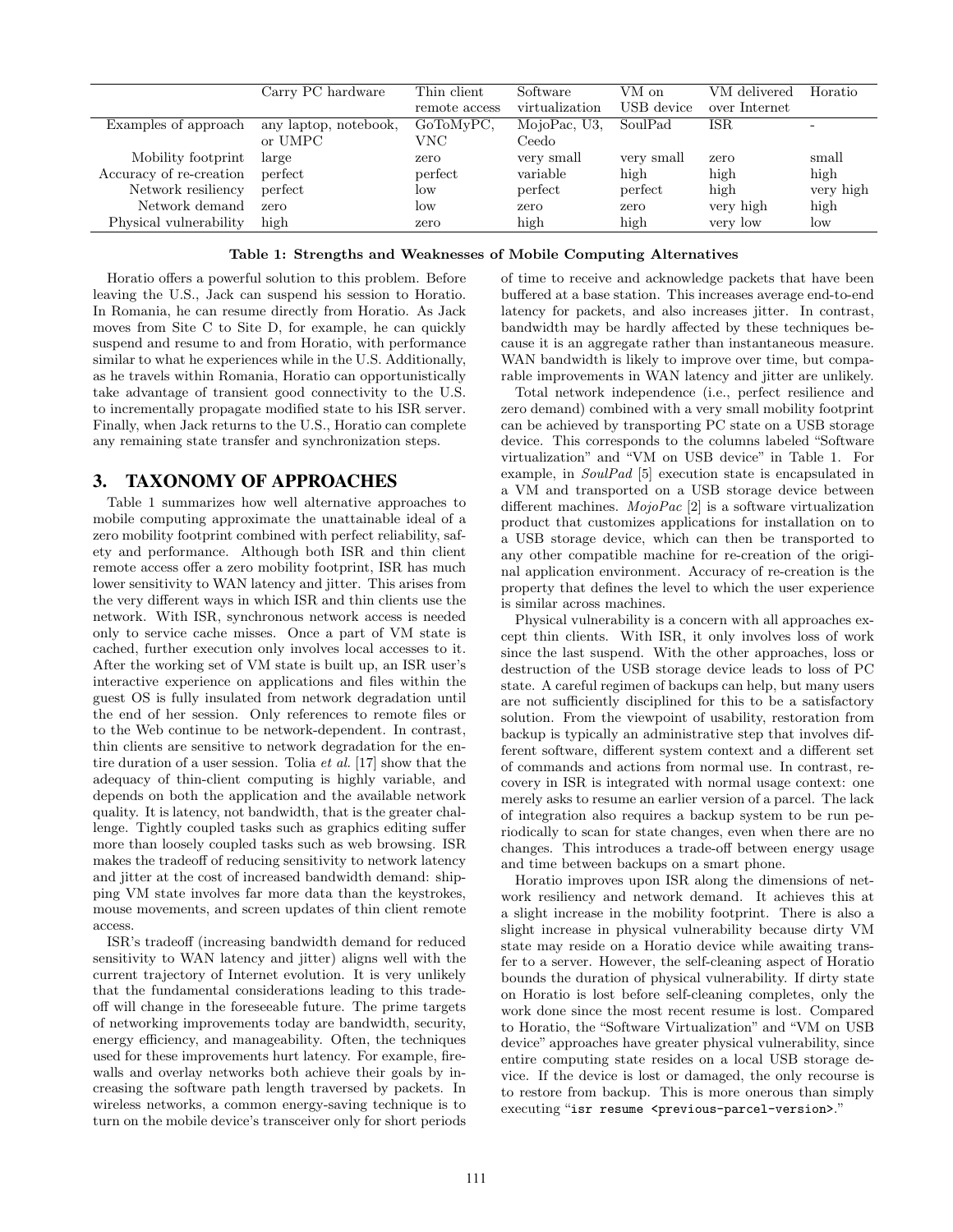| | Carry PC hardware | Thin client remote access | Software virtualization | VM on USB device | VM delivered over Internet | Horatio |
|---|---|---|---|---|---|---|
| Examples of approach | any laptop, notebook, or UMPC | GoToMyPC, VNC | MojoPac, U3, Ceedo | SoulPad | ISR | - |
| Mobility footprint | large | zero | very small | very small | zero | small |
| Accuracy of re-creation | perfect | perfect | variable | high | high | high |
| Network resiliency | perfect | low | perfect | perfect | high | very high |
| Network demand | zero | low | zero | zero | very high | high |
| Physical vulnerability | high | zero | high | high | very low | low |

**Table 1: Strengths and Weaknesses of Mobile Computing Alternatives**

Horatio offers a powerful solution to this problem. Before leaving the U.S., Jack can suspend his session to Horatio. In Romania, he can resume directly from Horatio. As Jack moves from Site C to Site D, for example, he can quickly suspend and resume to and from Horatio, with performance similar to what he experiences while in the U.S. Additionally, as he travels within Romania, Horatio can opportunistically take advantage of transient good connectivity to the U.S. to incrementally propagate modified state to his ISR server. Finally, when Jack returns to the U.S., Horatio can complete any remaining state transfer and synchronization steps.

## 3. TAXONOMY OF APPROACHES

Table 1 summarizes how well alternative approaches to mobile computing approximate the unattainable ideal of a zero mobility footprint combined with perfect reliability, safety and performance. Although both ISR and thin client remote access offer a zero mobility footprint, ISR has much lower sensitivity to WAN latency and jitter. This arises from the very different ways in which ISR and thin clients use the network. With ISR, synchronous network access is needed only to service cache misses. Once a part of VM state is cached, further execution only involves local accesses to it. After the working set of VM state is built up, an ISR user's interactive experience on applications and files within the guest OS is fully insulated from network degradation until the end of her session. Only references to remote files or to the Web continue to be network-dependent. In contrast, thin clients are sensitive to network degradation for the entire duration of a user session. Tolia *et al.* [17] show that the adequacy of thin-client computing is highly variable, and depends on both the application and the available network quality. It is latency, not bandwidth, that is the greater challenge. Tightly coupled tasks such as graphics editing suffer more than loosely coupled tasks such as web browsing. ISR makes the tradeoff of reducing sensitivity to network latency and jitter at the cost of increased bandwidth demand: shipping VM state involves far more data than the keystrokes, mouse movements, and screen updates of thin client remote access.

ISR's tradeoff (increasing bandwidth demand for reduced sensitivity to WAN latency and jitter) aligns well with the current trajectory of Internet evolution. It is very unlikely that the fundamental considerations leading to this tradeoff will change in the foreseeable future. The prime targets of networking improvements today are bandwidth, security, energy efficiency, and manageability. Often, the techniques used for these improvements hurt latency. For example, firewalls and overlay networks both achieve their goals by increasing the software path length traversed by packets. In wireless networks, a common energy-saving technique is to turn on the mobile device's transceiver only for short periods of time to receive and acknowledge packets that have been buffered at a base station. This increases average end-to-end latency for packets, and also increases jitter. In contrast, bandwidth may be hardly affected by these techniques because it is an aggregate rather than instantaneous measure. WAN bandwidth is likely to improve over time, but comparable improvements in WAN latency and jitter are unlikely.

Total network independence (i.e., perfect resilience and zero demand) combined with a very small mobility footprint can be achieved by transporting PC state on a USB storage device. This corresponds to the columns labeled "Software virtualization" and "VM on USB device" in Table 1. For example, in *SoulPad* [5] execution state is encapsulated in a VM and transported on a USB storage device between different machines. *MojoPac* [2] is a software virtualization product that customizes applications for installation on to a USB storage device, which can then be transported to any other compatible machine for re-creation of the original application environment. Accuracy of re-creation is the property that defines the level to which the user experience is similar across machines.

Physical vulnerability is a concern with all approaches except thin clients. With ISR, it only involves loss of work since the last suspend. With the other approaches, loss or destruction of the USB storage device leads to loss of PC state. A careful regimen of backups can help, but many users are not sufficiently disciplined for this to be a satisfactory solution. From the viewpoint of usability, restoration from backup is typically an administrative step that involves different software, different system context and a different set of commands and actions from normal use. In contrast, recovery in ISR is integrated with normal usage context: one merely asks to resume an earlier version of a parcel. The lack of integration also requires a backup system to be run periodically to scan for state changes, even when there are no changes. This introduces a trade-off between energy usage and time between backups on a smart phone.

Horatio improves upon ISR along the dimensions of network resiliency and network demand. It achieves this at a slight increase in the mobility footprint. There is also a slight increase in physical vulnerability because dirty VM state may reside on a Horatio device while awaiting transfer to a server. However, the self-cleaning aspect of Horatio bounds the duration of physical vulnerability. If dirty state on Horatio is lost before self-cleaning completes, only the work done since the most recent resume is lost. Compared to Horatio, the "Software Virtualization" and "VM on USB device" approaches have greater physical vulnerability, since entire computing state resides on a local USB storage device. If the device is lost or damaged, the only recourse is to restore from backup. This is more onerous than simply executing "`isr resume <previous-parcel-version>`."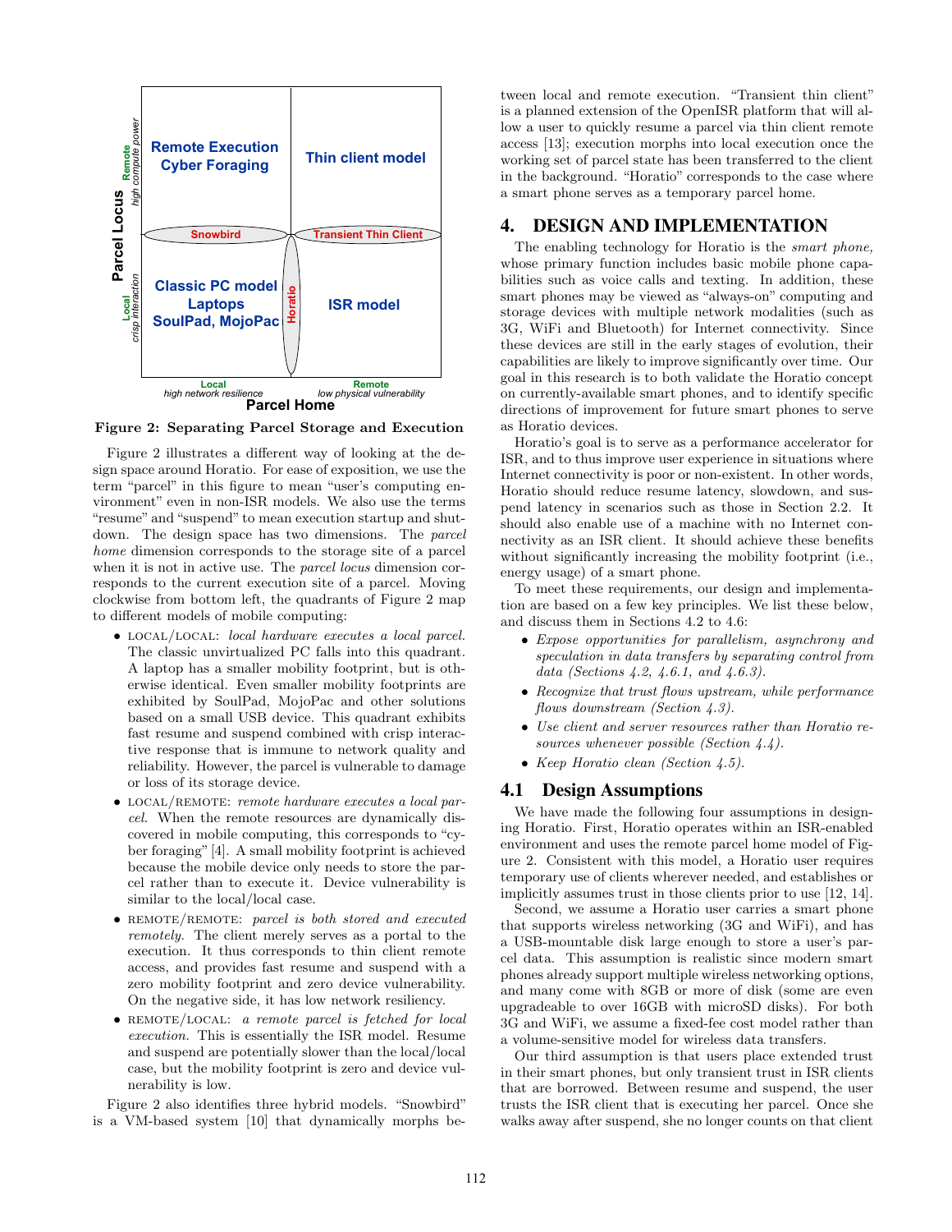Remote Execution
Cyber Foraging

Thin client model

Snowbird

Transient Thin Client

Classic PC model
Laptops
SoulPad, MojoPac

Horatio

ISR model

Parcel Locus
Remote
high compute power
Local
crisp interaction

Local
high network resilience
Remote
low physical vulnerability
Parcel Home

**Figure 2: Separating Parcel Storage and Execution**

Figure 2 illustrates a different way of looking at the design space around Horatio. For ease of exposition, we use the term "parcel" in this figure to mean "user's computing environment" even in non-ISR models. We also use the terms "resume" and "suspend" to mean execution startup and shutdown. The design space has two dimensions. The *parcel home* dimension corresponds to the storage site of a parcel when it is not in active use. The *parcel locus* dimension corresponds to the current execution site of a parcel. Moving clockwise from bottom left, the quadrants of Figure 2 map to different models of mobile computing:

- LOCAL/LOCAL: *local hardware executes a local parcel.* The classic unvirtualized PC falls into this quadrant. A laptop has a smaller mobility footprint, but is otherwise identical. Even smaller mobility footprints are exhibited by SoulPad, MojoPac and other solutions based on a small USB device. This quadrant exhibits fast resume and suspend combined with crisp interactive response that is immune to network quality and reliability. However, the parcel is vulnerable to damage or loss of its storage device.
- LOCAL/REMOTE: *remote hardware executes a local parcel.* When the remote resources are dynamically discovered in mobile computing, this corresponds to "cyber foraging" [4]. A small mobility footprint is achieved because the mobile device only needs to store the parcel rather than to execute it. Device vulnerability is similar to the local/local case.
- REMOTE/REMOTE: *parcel is both stored and executed remotely.* The client merely serves as a portal to the execution. It thus corresponds to thin client remote access, and provides fast resume and suspend with a zero mobility footprint and zero device vulnerability. On the negative side, it has low network resiliency.
- REMOTE/LOCAL: *a remote parcel is fetched for local execution.* This is essentially the ISR model. Resume and suspend are potentially slower than the local/local case, but the mobility footprint is zero and device vulnerability is low.

Figure 2 also identifies three hybrid models. "Snowbird" is a VM-based system [10] that dynamically morphs between local and remote execution. "Transient thin client" is a planned extension of the OpenISR platform that will allow a user to quickly resume a parcel via thin client remote access [13]; execution morphs into local execution once the working set of parcel state has been transferred to the client in the background. "Horatio" corresponds to the case where a smart phone serves as a temporary parcel home.

# 4. DESIGN AND IMPLEMENTATION

The enabling technology for Horatio is the *smart phone,* whose primary function includes basic mobile phone capabilities such as voice calls and texting. In addition, these smart phones may be viewed as "always-on" computing and storage devices with multiple network modalities (such as 3G, WiFi and Bluetooth) for Internet connectivity. Since these devices are still in the early stages of evolution, their capabilities are likely to improve significantly over time. Our goal in this research is to both validate the Horatio concept on currently-available smart phones, and to identify specific directions of improvement for future smart phones to serve as Horatio devices.

Horatio's goal is to serve as a performance accelerator for ISR, and to thus improve user experience in situations where Internet connectivity is poor or non-existent. In other words, Horatio should reduce resume latency, slowdown, and suspend latency in scenarios such as those in Section 2.2. It should also enable use of a machine with no Internet connectivity as an ISR client. It should achieve these benefits without significantly increasing the mobility footprint (i.e., energy usage) of a smart phone.

To meet these requirements, our design and implementation are based on a few key principles. We list these below, and discuss them in Sections 4.2 to 4.6:

- *Expose opportunities for parallelism, asynchrony and speculation in data transfers by separating control from data (Sections 4.2, 4.6.1, and 4.6.3).*
- *Recognize that trust flows upstream, while performance flows downstream (Section 4.3).*
- *Use client and server resources rather than Horatio resources whenever possible (Section 4.4).*
- *Keep Horatio clean (Section 4.5).*

## 4.1 Design Assumptions

We have made the following four assumptions in designing Horatio. First, Horatio operates within an ISR-enabled environment and uses the remote parcel home model of Figure 2. Consistent with this model, a Horatio user requires temporary use of clients wherever needed, and establishes or implicitly assumes trust in those clients prior to use [12, 14].

Second, we assume a Horatio user carries a smart phone that supports wireless networking (3G and WiFi), and has a USB-mountable disk large enough to store a user's parcel data. This assumption is realistic since modern smart phones already support multiple wireless networking options, and many come with 8GB or more of disk (some are even upgradeable to over 16GB with microSD disks). For both 3G and WiFi, we assume a fixed-fee cost model rather than a volume-sensitive model for wireless data transfers.

Our third assumption is that users place extended trust in their smart phones, but only transient trust in ISR clients that are borrowed. Between resume and suspend, the user trusts the ISR client that is executing her parcel. Once she walks away after suspend, she no longer counts on that client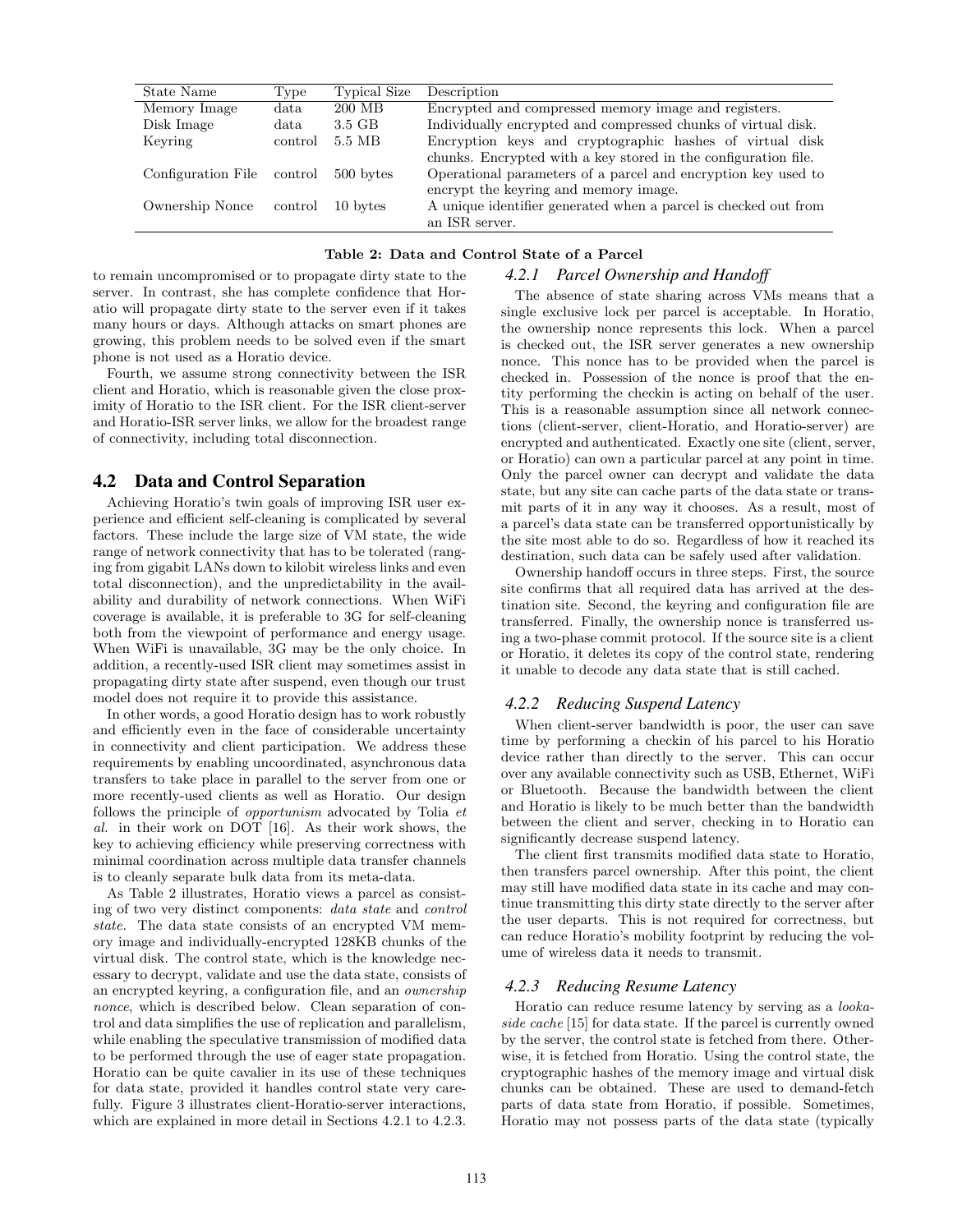| State Name | Type | Typical Size | Description |
|---|---|---|---|
| Memory Image | data | 200 MB | Encrypted and compressed memory image and registers. |
| Disk Image | data | 3.5 GB | Individually encrypted and compressed chunks of virtual disk. |
| Keyring | control | 5.5 MB | Encryption keys and cryptographic hashes of virtual disk chunks. Encrypted with a key stored in the configuration file. |
| Configuration File | control | 500 bytes | Operational parameters of a parcel and encryption key used to encrypt the keyring and memory image. |
| Ownership Nonce | control | 10 bytes | A unique identifier generated when a parcel is checked out from an ISR server. |

**Table 2: Data and Control State of a Parcel**

to remain uncompromised or to propagate dirty state to the server. In contrast, she has complete confidence that Horatio will propagate dirty state to the server even if it takes many hours or days. Although attacks on smart phones are growing, this problem needs to be solved even if the smart phone is not used as a Horatio device.

Fourth, we assume strong connectivity between the ISR client and Horatio, which is reasonable given the close proximity of Horatio to the ISR client. For the ISR client-server and Horatio-ISR server links, we allow for the broadest range of connectivity, including total disconnection.

## 4.2 Data and Control Separation

Achieving Horatio's twin goals of improving ISR user experience and efficient self-cleaning is complicated by several factors. These include the large size of VM state, the wide range of network connectivity that has to be tolerated (ranging from gigabit LANs down to kilobit wireless links and even total disconnection), and the unpredictability in the availability and durability of network connections. When WiFi coverage is available, it is preferable to 3G for self-cleaning both from the viewpoint of performance and energy usage. When WiFi is unavailable, 3G may be the only choice. In addition, a recently-used ISR client may sometimes assist in propagating dirty state after suspend, even though our trust model does not require it to provide this assistance.

In other words, a good Horatio design has to work robustly and efficiently even in the face of considerable uncertainty in connectivity and client participation. We address these requirements by enabling uncoordinated, asynchronous data transfers to take place in parallel to the server from one or more recently-used clients as well as Horatio. Our design follows the principle of *opportunism* advocated by Tolia *et al.* in their work on DOT [16]. As their work shows, the key to achieving efficiency while preserving correctness with minimal coordination across multiple data transfer channels is to cleanly separate bulk data from its meta-data.

As Table 2 illustrates, Horatio views a parcel as consisting of two very distinct components: *data state* and *control state*. The data state consists of an encrypted VM memory image and individually-encrypted 128KB chunks of the virtual disk. The control state, which is the knowledge necessary to decrypt, validate and use the data state, consists of an encrypted keyring, a configuration file, and an *ownership nonce*, which is described below. Clean separation of control and data simplifies the use of replication and parallelism, while enabling the speculative transmission of modified data to be performed through the use of eager state propagation. Horatio can be quite cavalier in its use of these techniques for data state, provided it handles control state very carefully. Figure 3 illustrates client-Horatio-server interactions, which are explained in more detail in Sections 4.2.1 to 4.2.3.

### 4.2.1 Parcel Ownership and Handoff

The absence of state sharing across VMs means that a single exclusive lock per parcel is acceptable. In Horatio, the ownership nonce represents this lock. When a parcel is checked out, the ISR server generates a new ownership nonce. This nonce has to be provided when the parcel is checked in. Possession of the nonce is proof that the entity performing the checkin is acting on behalf of the user. This is a reasonable assumption since all network connections (client-server, client-Horatio, and Horatio-server) are encrypted and authenticated. Exactly one site (client, server, or Horatio) can own a particular parcel at any point in time. Only the parcel owner can decrypt and validate the data state, but any site can cache parts of the data state or transmit parts of it in any way it chooses. As a result, most of a parcel's data state can be transferred opportunistically by the site most able to do so. Regardless of how it reached its destination, such data can be safely used after validation.

Ownership handoff occurs in three steps. First, the source site confirms that all required data has arrived at the destination site. Second, the keyring and configuration file are transferred. Finally, the ownership nonce is transferred using a two-phase commit protocol. If the source site is a client or Horatio, it deletes its copy of the control state, rendering it unable to decode any data state that is still cached.

### 4.2.2 Reducing Suspend Latency

When client-server bandwidth is poor, the user can save time by performing a checkin of his parcel to his Horatio device rather than directly to the server. This can occur over any available connectivity such as USB, Ethernet, WiFi or Bluetooth. Because the bandwidth between the client and Horatio is likely to be much better than the bandwidth between the client and server, checking in to Horatio can significantly decrease suspend latency.

The client first transmits modified data state to Horatio, then transfers parcel ownership. After this point, the client may still have modified data state in its cache and may continue transmitting this dirty state directly to the server after the user departs. This is not required for correctness, but can reduce Horatio's mobility footprint by reducing the volume of wireless data it needs to transmit.

### 4.2.3 Reducing Resume Latency

Horatio can reduce resume latency by serving as a *lookaside cache* [15] for data state. If the parcel is currently owned by the server, the control state is fetched from there. Otherwise, it is fetched from Horatio. Using the control state, the cryptographic hashes of the memory image and virtual disk chunks can be obtained. These are used to demand-fetch parts of data state from Horatio, if possible. Sometimes, Horatio may not possess parts of the data state (typically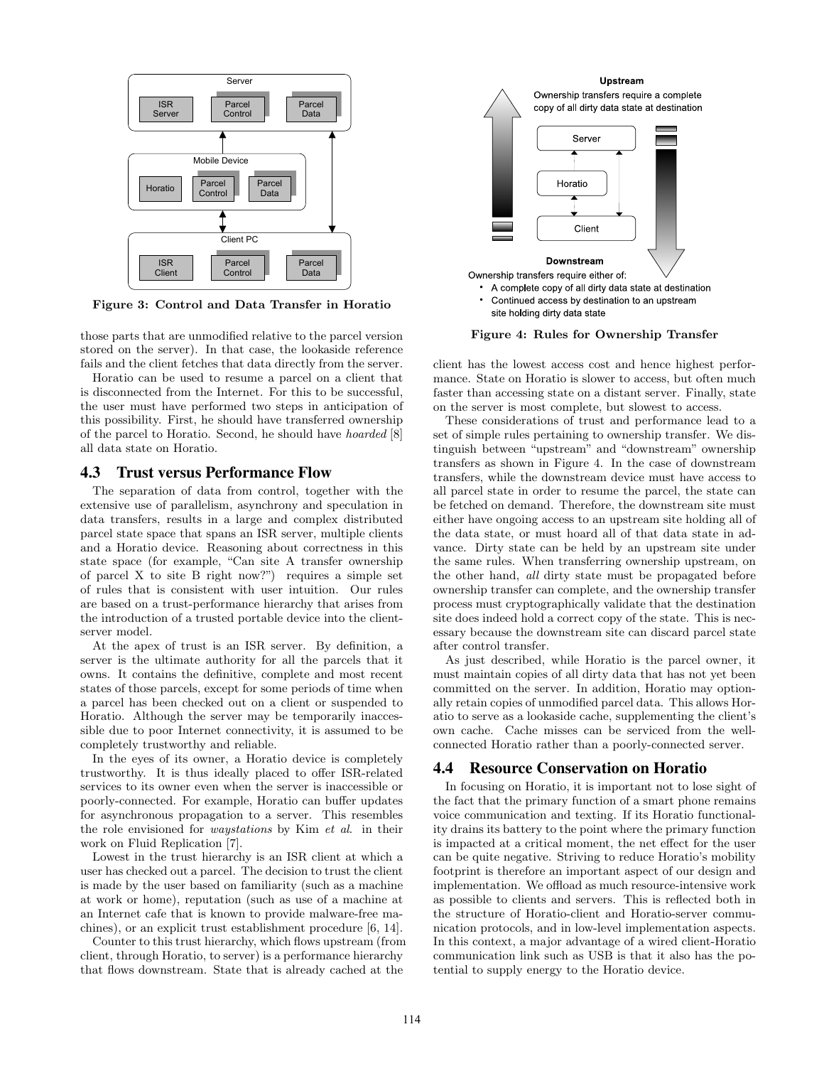Server

ISR Server

Parcel Control

Parcel Data

Mobile Device

Horatio

Parcel Control

Parcel Data

Client PC

ISR Client

Parcel Control

Parcel Data

**Figure 3: Control and Data Transfer in Horatio**

those parts that are unmodified relative to the parcel version stored on the server). In that case, the lookaside reference fails and the client fetches that data directly from the server.

Horatio can be used to resume a parcel on a client that is disconnected from the Internet. For this to be successful, the user must have performed two steps in anticipation of this possibility. First, he should have transferred ownership of the parcel to Horatio. Second, he should have *hoarded* [8] all data state on Horatio.

## 4.3 Trust versus Performance Flow

The separation of data from control, together with the extensive use of parallelism, asynchrony and speculation in data transfers, results in a large and complex distributed parcel state space that spans an ISR server, multiple clients and a Horatio device. Reasoning about correctness in this state space (for example, "Can site A transfer ownership of parcel X to site B right now?") requires a simple set of rules that is consistent with user intuition. Our rules are based on a trust-performance hierarchy that arises from the introduction of a trusted portable device into the client-server model.

At the apex of trust is an ISR server. By definition, a server is the ultimate authority for all the parcels that it owns. It contains the definitive, complete and most recent states of those parcels, except for some periods of time when a parcel has been checked out on a client or suspended to Horatio. Although the server may be temporarily inaccessible due to poor Internet connectivity, it is assumed to be completely trustworthy and reliable.

In the eyes of its owner, a Horatio device is completely trustworthy. It is thus ideally placed to offer ISR-related services to its owner even when the server is inaccessible or poorly-connected. For example, Horatio can buffer updates for asynchronous propagation to a server. This resembles the role envisioned for *waystations* by Kim *et al.* in their work on Fluid Replication [7].

Lowest in the trust hierarchy is an ISR client at which a user has checked out a parcel. The decision to trust the client is made by the user based on familiarity (such as a machine at work or home), reputation (such as use of a machine at an Internet cafe that is known to provide malware-free machines), or an explicit trust establishment procedure [6, 14].

Counter to this trust hierarchy, which flows upstream (from client, through Horatio, to server) is a performance hierarchy that flows downstream. State that is already cached at the

**Upstream**

Ownership transfers require a complete copy of all dirty data state at destination

Server

Horatio

Client

**Downstream**

Ownership transfers require either of:

- A complete copy of all dirty data state at destination
- Continued access by destination to an upstream site holding dirty data state

**Figure 4: Rules for Ownership Transfer**

client has the lowest access cost and hence highest performance. State on Horatio is slower to access, but often much faster than accessing state on a distant server. Finally, state on the server is most complete, but slowest to access.

These considerations of trust and performance lead to a set of simple rules pertaining to ownership transfer. We distinguish between "upstream" and "downstream" ownership transfers as shown in Figure 4. In the case of downstream transfers, while the downstream device must have access to all parcel state in order to resume the parcel, the state can be fetched on demand. Therefore, the downstream site must either have ongoing access to an upstream site holding all of the data state, or must hoard all of that data state in advance. Dirty state can be held by an upstream site under the same rules. When transferring ownership upstream, on the other hand, *all* dirty state must be propagated before ownership transfer can complete, and the ownership transfer process must cryptographically validate that the destination site does indeed hold a correct copy of the state. This is necessary because the downstream site can discard parcel state after control transfer.

As just described, while Horatio is the parcel owner, it must maintain copies of all dirty data that has not yet been committed on the server. In addition, Horatio may optionally retain copies of unmodified parcel data. This allows Horatio to serve as a lookaside cache, supplementing the client's own cache. Cache misses can be serviced from the well-connected Horatio rather than a poorly-connected server.

## 4.4 Resource Conservation on Horatio

In focusing on Horatio, it is important not to lose sight of the fact that the primary function of a smart phone remains voice communication and texting. If its Horatio functionality drains its battery to the point where the primary function is impacted at a critical moment, the net effect for the user can be quite negative. Striving to reduce Horatio's mobility footprint is therefore an important aspect of our design and implementation. We offload as much resource-intensive work as possible to clients and servers. This is reflected both in the structure of Horatio-client and Horatio-server communication protocols, and in low-level implementation aspects. In this context, a major advantage of a wired client-Horatio communication link such as USB is that it also has the potential to supply energy to the Horatio device.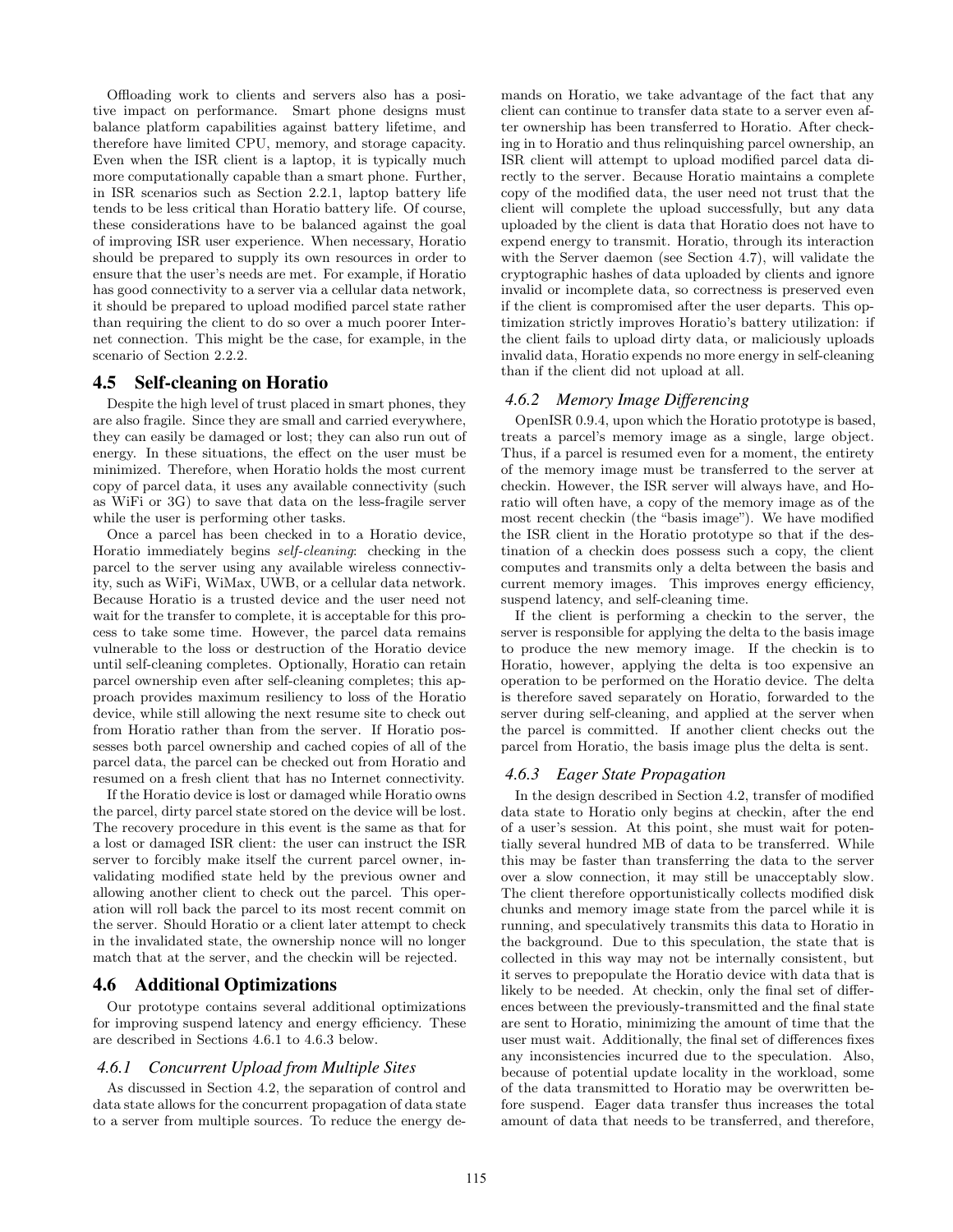Offloading work to clients and servers also has a positive impact on performance. Smart phone designs must balance platform capabilities against battery lifetime, and therefore have limited CPU, memory, and storage capacity. Even when the ISR client is a laptop, it is typically much more computationally capable than a smart phone. Further, in ISR scenarios such as Section 2.2.1, laptop battery life tends to be less critical than Horatio battery life. Of course, these considerations have to be balanced against the goal of improving ISR user experience. When necessary, Horatio should be prepared to supply its own resources in order to ensure that the user's needs are met. For example, if Horatio has good connectivity to a server via a cellular data network, it should be prepared to upload modified parcel state rather than requiring the client to do so over a much poorer Internet connection. This might be the case, for example, in the scenario of Section 2.2.2.

## 4.5 Self-cleaning on Horatio

Despite the high level of trust placed in smart phones, they are also fragile. Since they are small and carried everywhere, they can easily be damaged or lost; they can also run out of energy. In these situations, the effect on the user must be minimized. Therefore, when Horatio holds the most current copy of parcel data, it uses any available connectivity (such as WiFi or 3G) to save that data on the less-fragile server while the user is performing other tasks.

Once a parcel has been checked in to a Horatio device, Horatio immediately begins *self-cleaning*: checking in the parcel to the server using any available wireless connectivity, such as WiFi, WiMax, UWB, or a cellular data network. Because Horatio is a trusted device and the user need not wait for the transfer to complete, it is acceptable for this process to take some time. However, the parcel data remains vulnerable to the loss or destruction of the Horatio device until self-cleaning completes. Optionally, Horatio can retain parcel ownership even after self-cleaning completes; this approach provides maximum resiliency to loss of the Horatio device, while still allowing the next resume site to check out from Horatio rather than from the server. If Horatio possesses both parcel ownership and cached copies of all of the parcel data, the parcel can be checked out from Horatio and resumed on a fresh client that has no Internet connectivity.

If the Horatio device is lost or damaged while Horatio owns the parcel, dirty parcel state stored on the device will be lost. The recovery procedure in this event is the same as that for a lost or damaged ISR client: the user can instruct the ISR server to forcibly make itself the current parcel owner, invalidating modified state held by the previous owner and allowing another client to check out the parcel. This operation will roll back the parcel to its most recent commit on the server. Should Horatio or a client later attempt to check in the invalidated state, the ownership nonce will no longer match that at the server, and the checkin will be rejected.

## 4.6 Additional Optimizations

Our prototype contains several additional optimizations for improving suspend latency and energy efficiency. These are described in Sections 4.6.1 to 4.6.3 below.

### 4.6.1 Concurrent Upload from Multiple Sites

As discussed in Section 4.2, the separation of control and data state allows for the concurrent propagation of data state to a server from multiple sources. To reduce the energy demands on Horatio, we take advantage of the fact that any client can continue to transfer data state to a server even after ownership has been transferred to Horatio. After checking in to Horatio and thus relinquishing parcel ownership, an ISR client will attempt to upload modified parcel data directly to the server. Because Horatio maintains a complete copy of the modified data, the user need not trust that the client will complete the upload successfully, but any data uploaded by the client is data that Horatio does not have to expend energy to transmit. Horatio, through its interaction with the Server daemon (see Section 4.7), will validate the cryptographic hashes of data uploaded by clients and ignore invalid or incomplete data, so correctness is preserved even if the client is compromised after the user departs. This optimization strictly improves Horatio's battery utilization: if the client fails to upload dirty data, or maliciously uploads invalid data, Horatio expends no more energy in self-cleaning than if the client did not upload at all.

### 4.6.2 Memory Image Differencing

OpenISR 0.9.4, upon which the Horatio prototype is based, treats a parcel's memory image as a single, large object. Thus, if a parcel is resumed even for a moment, the entirety of the memory image must be transferred to the server at checkin. However, the ISR server will always have, and Horatio will often have, a copy of the memory image as of the most recent checkin (the "basis image"). We have modified the ISR client in the Horatio prototype so that if the destination of a checkin does possess such a copy, the client computes and transmits only a delta between the basis and current memory images. This improves energy efficiency, suspend latency, and self-cleaning time.

If the client is performing a checkin to the server, the server is responsible for applying the delta to the basis image to produce the new memory image. If the checkin is to Horatio, however, applying the delta is too expensive an operation to be performed on the Horatio device. The delta is therefore saved separately on Horatio, forwarded to the server during self-cleaning, and applied at the server when the parcel is committed. If another client checks out the parcel from Horatio, the basis image plus the delta is sent.

### 4.6.3 Eager State Propagation

In the design described in Section 4.2, transfer of modified data state to Horatio only begins at checkin, after the end of a user's session. At this point, she must wait for potentially several hundred MB of data to be transferred. While this may be faster than transferring the data to the server over a slow connection, it may still be unacceptably slow. The client therefore opportunistically collects modified disk chunks and memory image state from the parcel while it is running, and speculatively transmits this data to Horatio in the background. Due to this speculation, the state that is collected in this way may not be internally consistent, but it serves to prepopulate the Horatio device with data that is likely to be needed. At checkin, only the final set of differences between the previously-transmitted and the final state are sent to Horatio, minimizing the amount of time that the user must wait. Additionally, the final set of differences fixes any inconsistencies incurred due to the speculation. Also, because of potential update locality in the workload, some of the data transmitted to Horatio may be overwritten before suspend. Eager data transfer thus increases the total amount of data that needs to be transferred, and therefore,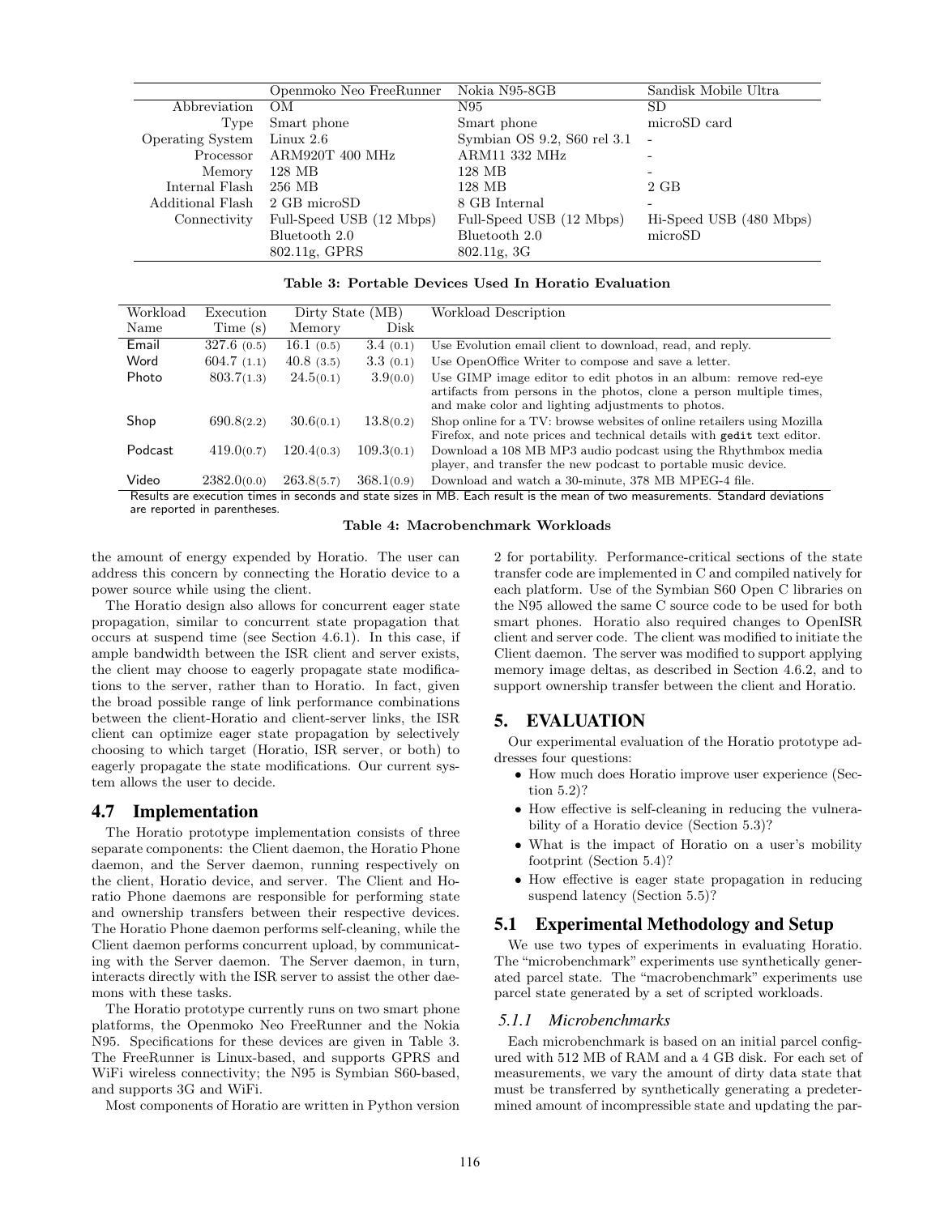| | Openmoko Neo FreeRunner | Nokia N95-8GB | Sandisk Mobile Ultra |
|---|---|---|---|
| Abbreviation | OM | N95 | SD |
| Type | Smart phone | Smart phone | microSD card |
| Operating System | Linux 2.6 | Symbian OS 9.2, S60 rel 3.1 | - |
| Processor | ARM920T 400 MHz | ARM11 332 MHz | - |
| Memory | 128 MB | 128 MB | - |
| Internal Flash | 256 MB | 128 MB | 2 GB |
| Additional Flash | 2 GB microSD | 8 GB Internal | - |
| Connectivity | Full-Speed USB (12 Mbps) | Full-Speed USB (12 Mbps) | Hi-Speed USB (480 Mbps) |
| | Bluetooth 2.0 | Bluetooth 2.0 | microSD |
| | 802.11g, GPRS | 802.11g, 3G | |

**Table 3: Portable Devices Used In Horatio Evaluation**

| Workload Name | Execution Time (s) | Dirty State (MB) Memory | Dirty State (MB) Disk | Workload Description |
|---|---|---|---|---|
| Email | 327.6 (0.5) | 16.1 (0.5) | 3.4 (0.1) | Use Evolution email client to download, read, and reply. |
| Word | 604.7 (1.1) | 40.8 (3.5) | 3.3 (0.1) | Use OpenOffice Writer to compose and save a letter. |
| Photo | 803.7(1.3) | 24.5(0.1) | 3.9(0.0) | Use GIMP image editor to edit photos in an album: remove red-eye artifacts from persons in the photos, clone a person multiple times, and make color and lighting adjustments to photos. |
| Shop | 690.8(2.2) | 30.6(0.1) | 13.8(0.2) | Shop online for a TV: browse websites of online retailers using Mozilla Firefox, and note prices and technical details with `gedit` text editor. |
| Podcast | 419.0(0.7) | 120.4(0.3) | 109.3(0.1) | Download a 108 MB MP3 audio podcast using the Rhythmbox media player, and transfer the new podcast to portable music device. |
| Video | 2382.0(0.0) | 263.8(5.7) | 368.1(0.9) | Download and watch a 30-minute, 378 MB MPEG-4 file. |

Results are execution times in seconds and state sizes in MB. Each result is the mean of two measurements. Standard deviations are reported in parentheses.

**Table 4: Macrobenchmark Workloads**

the amount of energy expended by Horatio. The user can address this concern by connecting the Horatio device to a power source while using the client.

The Horatio design also allows for concurrent eager state propagation, similar to concurrent state propagation that occurs at suspend time (see Section 4.6.1). In this case, if ample bandwidth between the ISR client and server exists, the client may choose to eagerly propagate state modifications to the server, rather than to Horatio. In fact, given the broad possible range of link performance combinations between the client-Horatio and client-server links, the ISR client can optimize eager state propagation by selectively choosing to which target (Horatio, ISR server, or both) to eagerly propagate the state modifications. Our current system allows the user to decide.

## 4.7 Implementation

The Horatio prototype implementation consists of three separate components: the Client daemon, the Horatio Phone daemon, and the Server daemon, running respectively on the client, Horatio device, and server. The Client and Horatio Phone daemons are responsible for performing state and ownership transfers between their respective devices. The Horatio Phone daemon performs self-cleaning, while the Client daemon performs concurrent upload, by communicating with the Server daemon. The Server daemon, in turn, interacts directly with the ISR server to assist the other daemons with these tasks.

The Horatio prototype currently runs on two smart phone platforms, the Openmoko Neo FreeRunner and the Nokia N95. Specifications for these devices are given in Table 3. The FreeRunner is Linux-based, and supports GPRS and WiFi wireless connectivity; the N95 is Symbian S60-based, and supports 3G and WiFi.

Most components of Horatio are written in Python version 2 for portability. Performance-critical sections of the state transfer code are implemented in C and compiled natively for each platform. Use of the Symbian S60 Open C libraries on the N95 allowed the same C source code to be used for both smart phones. Horatio also required changes to OpenISR client and server code. The client was modified to initiate the Client daemon. The server was modified to support applying memory image deltas, as described in Section 4.6.2, and to support ownership transfer between the client and Horatio.

# 5. EVALUATION

Our experimental evaluation of the Horatio prototype addresses four questions:

- How much does Horatio improve user experience (Section 5.2)?
- How effective is self-cleaning in reducing the vulnerability of a Horatio device (Section 5.3)?
- What is the impact of Horatio on a user's mobility footprint (Section 5.4)?
- How effective is eager state propagation in reducing suspend latency (Section 5.5)?

## 5.1 Experimental Methodology and Setup

We use two types of experiments in evaluating Horatio. The "microbenchmark" experiments use synthetically generated parcel state. The "macrobenchmark" experiments use parcel state generated by a set of scripted workloads.

### 5.1.1 Microbenchmarks

Each microbenchmark is based on an initial parcel configured with 512 MB of RAM and a 4 GB disk. For each set of measurements, we vary the amount of dirty data state that must be transferred by synthetically generating a predetermined amount of incompressible state and updating the par-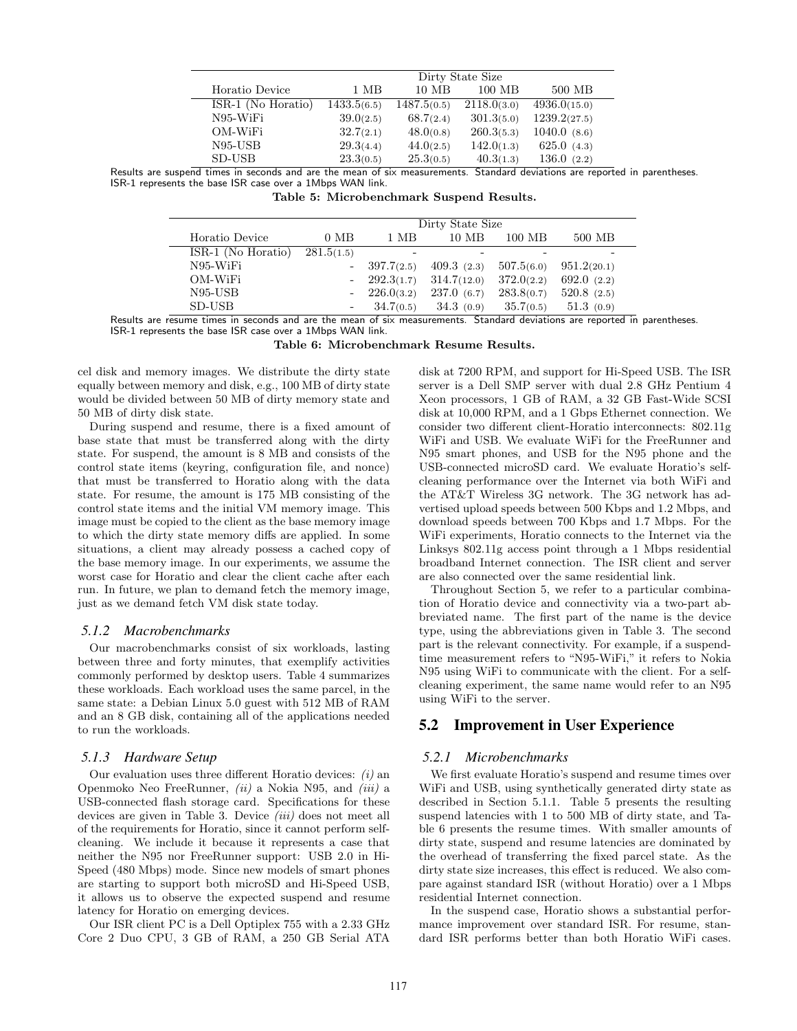| Horatio Device | Dirty State Size | | | |
|---|---|---|---|---|
| | 1 MB | 10 MB | 100 MB | 500 MB |
| ISR-1 (No Horatio) | 1433.5(6.5) | 1487.5(0.5) | 2118.0(3.0) | 4936.0(15.0) |
| N95-WiFi | 39.0(2.5) | 68.7(2.4) | 301.3(5.0) | 1239.2(27.5) |
| OM-WiFi | 32.7(2.1) | 48.0(0.8) | 260.3(5.3) | 1040.0 (8.6) |
| N95-USB | 29.3(4.4) | 44.0(2.5) | 142.0(1.3) | 625.0 (4.3) |
| SD-USB | 23.3(0.5) | 25.3(0.5) | 40.3(1.3) | 136.0 (2.2) |

Results are suspend times in seconds and are the mean of six measurements. Standard deviations are reported in parentheses. ISR-1 represents the base ISR case over a 1Mbps WAN link.

**Table 5: Microbenchmark Suspend Results.**

| Horatio Device | Dirty State Size | | | | |
|---|---|---|---|---|---|
| | 0 MB | 1 MB | 10 MB | 100 MB | 500 MB |
| ISR-1 (No Horatio) | 281.5(1.5) | - | - | - | - |
| N95-WiFi | - | 397.7(2.5) | 409.3 (2.3) | 507.5(6.0) | 951.2(20.1) |
| OM-WiFi | - | 292.3(1.7) | 314.7(12.0) | 372.0(2.2) | 692.0 (2.2) |
| N95-USB | - | 226.0(3.2) | 237.0 (6.7) | 283.8(0.7) | 520.8 (2.5) |
| SD-USB | - | 34.7(0.5) | 34.3 (0.9) | 35.7(0.5) | 51.3 (0.9) |

Results are resume times in seconds and are the mean of six measurements. Standard deviations are reported in parentheses. ISR-1 represents the base ISR case over a 1Mbps WAN link.

**Table 6: Microbenchmark Resume Results.**

cel disk and memory images. We distribute the dirty state equally between memory and disk, e.g., 100 MB of dirty state would be divided between 50 MB of dirty memory state and 50 MB of dirty disk state.

During suspend and resume, there is a fixed amount of base state that must be transferred along with the dirty state. For suspend, the amount is 8 MB and consists of the control state items (keyring, configuration file, and nonce) that must be transferred to Horatio along with the data state. For resume, the amount is 175 MB consisting of the control state items and the initial VM memory image. This image must be copied to the client as the base memory image to which the dirty state memory diffs are applied. In some situations, a client may already possess a cached copy of the base memory image. In our experiments, we assume the worst case for Horatio and clear the client cache after each run. In future, we plan to demand fetch the memory image, just as we demand fetch VM disk state today.

### *5.1.2 Macrobenchmarks*

Our macrobenchmarks consist of six workloads, lasting between three and forty minutes, that exemplify activities commonly performed by desktop users. Table 4 summarizes these workloads. Each workload uses the same parcel, in the same state: a Debian Linux 5.0 guest with 512 MB of RAM and an 8 GB disk, containing all of the applications needed to run the workloads.

### *5.1.3 Hardware Setup*

Our evaluation uses three different Horatio devices: *(i)* an Openmoko Neo FreeRunner, *(ii)* a Nokia N95, and *(iii)* a USB-connected flash storage card. Specifications for these devices are given in Table 3. Device *(iii)* does not meet all of the requirements for Horatio, since it cannot perform self-cleaning. We include it because it represents a case that neither the N95 nor FreeRunner support: USB 2.0 in Hi-Speed (480 Mbps) mode. Since new models of smart phones are starting to support both microSD and Hi-Speed USB, it allows us to observe the expected suspend and resume latency for Horatio on emerging devices.

Our ISR client PC is a Dell Optiplex 755 with a 2.33 GHz Core 2 Duo CPU, 3 GB of RAM, a 250 GB Serial ATA disk at 7200 RPM, and support for Hi-Speed USB. The ISR server is a Dell SMP server with dual 2.8 GHz Pentium 4 Xeon processors, 1 GB of RAM, a 32 GB Fast-Wide SCSI disk at 10,000 RPM, and a 1 Gbps Ethernet connection. We consider two different client-Horatio interconnects: 802.11g WiFi and USB. We evaluate WiFi for the FreeRunner and N95 smart phones, and USB for the N95 phone and the USB-connected microSD card. We evaluate Horatio's self-cleaning performance over the Internet via both WiFi and the AT&T Wireless 3G network. The 3G network has advertised upload speeds between 500 Kbps and 1.2 Mbps, and download speeds between 700 Kbps and 1.7 Mbps. For the WiFi experiments, Horatio connects to the Internet via the Linksys 802.11g access point through a 1 Mbps residential broadband Internet connection. The ISR client and server are also connected over the same residential link.

Throughout Section 5, we refer to a particular combination of Horatio device and connectivity via a two-part abbreviated name. The first part of the name is the device type, using the abbreviations given in Table 3. The second part is the relevant connectivity. For example, if a suspend-time measurement refers to "N95-WiFi," it refers to Nokia N95 using WiFi to communicate with the client. For a self-cleaning experiment, the same name would refer to an N95 using WiFi to the server.

## 5.2 Improvement in User Experience

### *5.2.1 Microbenchmarks*

We first evaluate Horatio's suspend and resume times over WiFi and USB, using synthetically generated dirty state as described in Section 5.1.1. Table 5 presents the resulting suspend latencies with 1 to 500 MB of dirty state, and Table 6 presents the resume times. With smaller amounts of dirty state, suspend and resume latencies are dominated by the overhead of transferring the fixed parcel state. As the dirty state size increases, this effect is reduced. We also compare against standard ISR (without Horatio) over a 1 Mbps residential Internet connection.

In the suspend case, Horatio shows a substantial performance improvement over standard ISR. For resume, standard ISR performs better than both Horatio WiFi cases.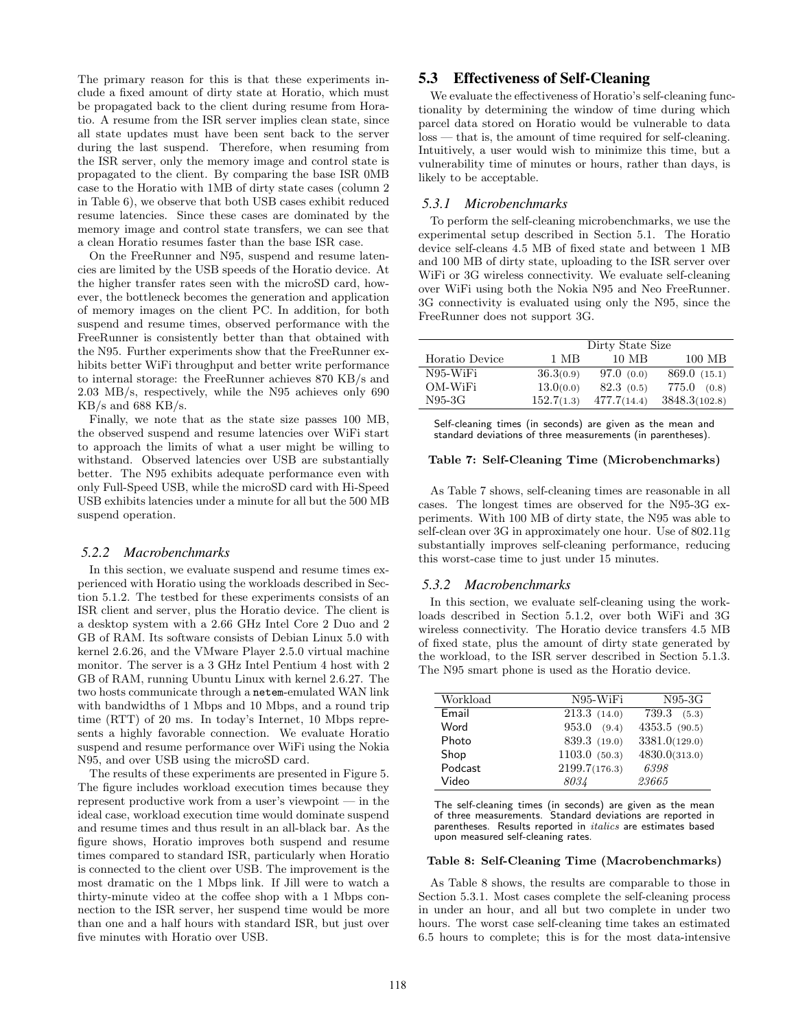The primary reason for this is that these experiments include a fixed amount of dirty state at Horatio, which must be propagated back to the client during resume from Horatio. A resume from the ISR server implies clean state, since all state updates must have been sent back to the server during the last suspend. Therefore, when resuming from the ISR server, only the memory image and control state is propagated to the client. By comparing the base ISR 0MB case to the Horatio with 1MB of dirty state cases (column 2 in Table 6), we observe that both USB cases exhibit reduced resume latencies. Since these cases are dominated by the memory image and control state transfers, we can see that a clean Horatio resumes faster than the base ISR case.

On the FreeRunner and N95, suspend and resume latencies are limited by the USB speeds of the Horatio device. At the higher transfer rates seen with the microSD card, however, the bottleneck becomes the generation and application of memory images on the client PC. In addition, for both suspend and resume times, observed performance with the FreeRunner is consistently better than that obtained with the N95. Further experiments show that the FreeRunner exhibits better WiFi throughput and better write performance to internal storage: the FreeRunner achieves 870 KB/s and 2.03 MB/s, respectively, while the N95 achieves only 690 KB/s and 688 KB/s.

Finally, we note that as the state size passes 100 MB, the observed suspend and resume latencies over WiFi start to approach the limits of what a user might be willing to withstand. Observed latencies over USB are substantially better. The N95 exhibits adequate performance even with only Full-Speed USB, while the microSD card with Hi-Speed USB exhibits latencies under a minute for all but the 500 MB suspend operation.

### 5.2.2 Macrobenchmarks

In this section, we evaluate suspend and resume times experienced with Horatio using the workloads described in Section 5.1.2. The testbed for these experiments consists of an ISR client and server, plus the Horatio device. The client is a desktop system with a 2.66 GHz Intel Core 2 Duo and 2 GB of RAM. Its software consists of Debian Linux 5.0 with kernel 2.6.26, and the VMware Player 2.5.0 virtual machine monitor. The server is a 3 GHz Intel Pentium 4 host with 2 GB of RAM, running Ubuntu Linux with kernel 2.6.27. The two hosts communicate through a `netem`-emulated WAN link with bandwidths of 1 Mbps and 10 Mbps, and a round trip time (RTT) of 20 ms. In today's Internet, 10 Mbps represents a highly favorable connection. We evaluate Horatio suspend and resume performance over WiFi using the Nokia N95, and over USB using the microSD card.

The results of these experiments are presented in Figure 5. The figure includes workload execution times because they represent productive work from a user's viewpoint — in the ideal case, workload execution time would dominate suspend and resume times and thus result in an all-black bar. As the figure shows, Horatio improves both suspend and resume times compared to standard ISR, particularly when Horatio is connected to the client over USB. The improvement is the most dramatic on the 1 Mbps link. If Jill were to watch a thirty-minute video at the coffee shop with a 1 Mbps connection to the ISR server, her suspend time would be more than one and a half hours with standard ISR, but just over five minutes with Horatio over USB.

## 5.3 Effectiveness of Self-Cleaning

We evaluate the effectiveness of Horatio's self-cleaning functionality by determining the window of time during which parcel data stored on Horatio would be vulnerable to data loss — that is, the amount of time required for self-cleaning. Intuitively, a user would wish to minimize this time, but a vulnerability time of minutes or hours, rather than days, is likely to be acceptable.

### 5.3.1 Microbenchmarks

To perform the self-cleaning microbenchmarks, we use the experimental setup described in Section 5.1. The Horatio device self-cleans 4.5 MB of fixed state and between 1 MB and 100 MB of dirty state, uploading to the ISR server over WiFi or 3G wireless connectivity. We evaluate self-cleaning over WiFi using both the Nokia N95 and Neo FreeRunner. 3G connectivity is evaluated using only the N95, since the FreeRunner does not support 3G.

| | Dirty State Size | | |
|---|---|---|---|
| Horatio Device | 1 MB | 10 MB | 100 MB |
| N95-WiFi | 36.3 (0.9) | 97.0 (0.0) | 869.0 (15.1) |
| OM-WiFi | 13.0 (0.0) | 82.3 (0.5) | 775.0 (0.8) |
| N95-3G | 152.7 (1.3) | 477.7 (14.4) | 3848.3 (102.8) |

Self-cleaning times (in seconds) are given as the mean and standard deviations of three measurements (in parentheses).

**Table 7: Self-Cleaning Time (Microbenchmarks)**

As Table 7 shows, self-cleaning times are reasonable in all cases. The longest times are observed for the N95-3G experiments. With 100 MB of dirty state, the N95 was able to self-clean over 3G in approximately one hour. Use of 802.11g substantially improves self-cleaning performance, reducing this worst-case time to just under 15 minutes.

### 5.3.2 Macrobenchmarks

In this section, we evaluate self-cleaning using the workloads described in Section 5.1.2, over both WiFi and 3G wireless connectivity. The Horatio device transfers 4.5 MB of fixed state, plus the amount of dirty state generated by the workload, to the ISR server described in Section 5.1.3. The N95 smart phone is used as the Horatio device.

| Workload | N95-WiFi | N95-3G |
|---|---|---|
| Email | 213.3 (14.0) | 739.3 (5.3) |
| Word | 953.0 (9.4) | 4353.5 (90.5) |
| Photo | 839.3 (19.0) | 3381.0 (129.0) |
| Shop | 1103.0 (50.3) | 4830.0 (313.0) |
| Podcast | 2199.7 (176.3) | *6398* |
| Video | *8034* | *23665* |

The self-cleaning times (in seconds) are given as the mean of three measurements. Standard deviations are reported in parentheses. Results reported in *italics* are estimates based upon measured self-cleaning rates.

**Table 8: Self-Cleaning Time (Macrobenchmarks)**

As Table 8 shows, the results are comparable to those in Section 5.3.1. Most cases complete the self-cleaning process in under an hour, and all but two complete in under two hours. The worst case self-cleaning time takes an estimated 6.5 hours to complete; this is for the most data-intensive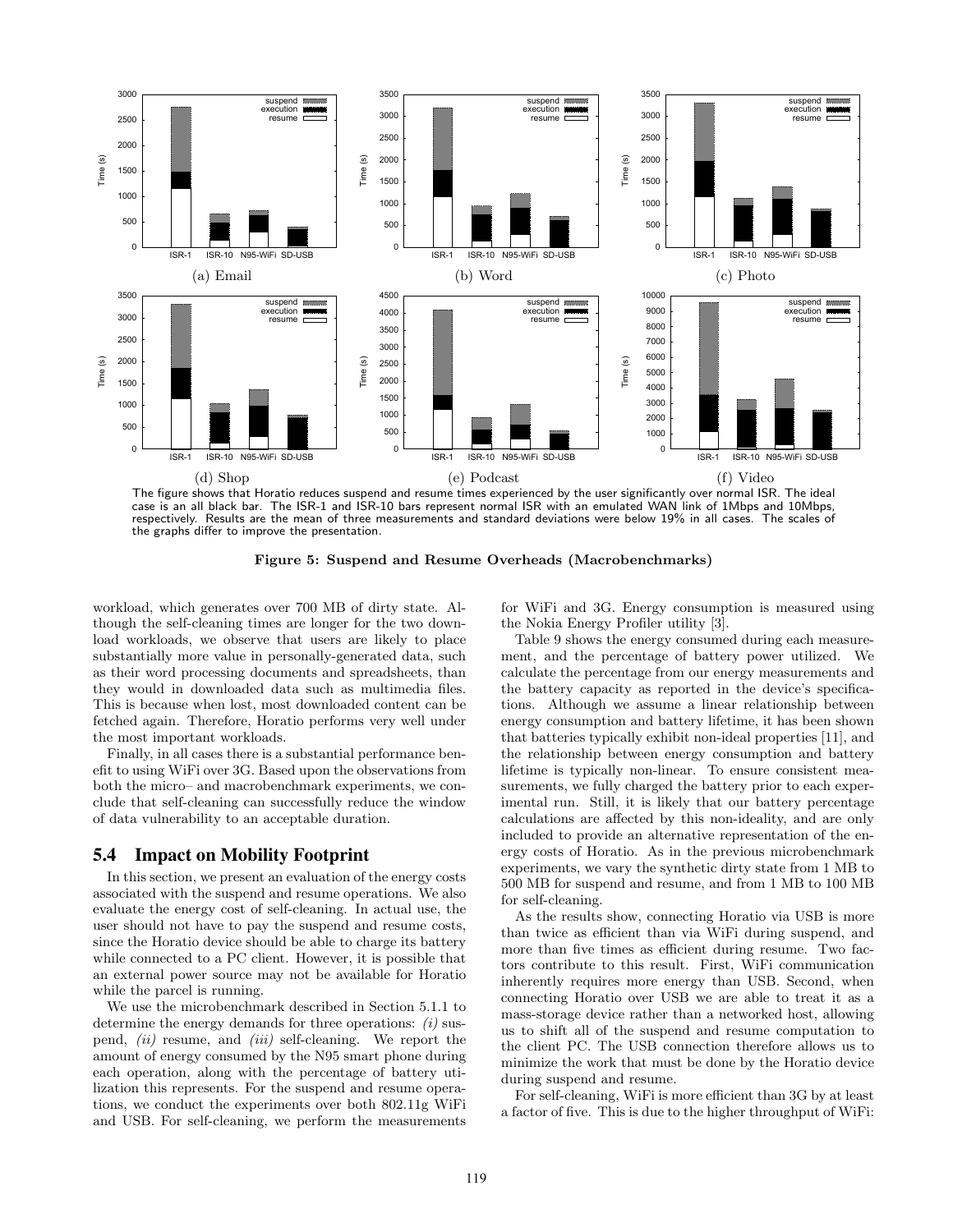(a) Email

(b) Word

(c) Photo

(d) Shop

(e) Podcast

(f) Video

The figure shows that Horatio reduces suspend and resume times experienced by the user significantly over normal ISR. The ideal case is an all black bar. The ISR-1 and ISR-10 bars represent normal ISR with an emulated WAN link of 1Mbps and 10Mbps, respectively. Results are the mean of three measurements and standard deviations were below 19% in all cases. The scales of the graphs differ to improve the presentation.

**Figure 5: Suspend and Resume Overheads (Macrobenchmarks)**

workload, which generates over 700 MB of dirty state. Although the self-cleaning times are longer for the two download workloads, we observe that users are likely to place substantially more value in personally-generated data, such as their word processing documents and spreadsheets, than they would in downloaded data such as multimedia files. This is because when lost, most downloaded content can be fetched again. Therefore, Horatio performs very well under the most important workloads.

Finally, in all cases there is a substantial performance benefit to using WiFi over 3G. Based upon the observations from both the micro– and macrobenchmark experiments, we conclude that self-cleaning can successfully reduce the window of data vulnerability to an acceptable duration.

## 5.4 Impact on Mobility Footprint

In this section, we present an evaluation of the energy costs associated with the suspend and resume operations. We also evaluate the energy cost of self-cleaning. In actual use, the user should not have to pay the suspend and resume costs, since the Horatio device should be able to charge its battery while connected to a PC client. However, it is possible that an external power source may not be available for Horatio while the parcel is running.

We use the microbenchmark described in Section 5.1.1 to determine the energy demands for three operations: *(i)* suspend, *(ii)* resume, and *(iii)* self-cleaning. We report the amount of energy consumed by the N95 smart phone during each operation, along with the percentage of battery utilization this represents. For the suspend and resume operations, we conduct the experiments over both 802.11g WiFi and USB. For self-cleaning, we perform the measurements for WiFi and 3G. Energy consumption is measured using the Nokia Energy Profiler utility [3].

Table 9 shows the energy consumed during each measurement, and the percentage of battery power utilized. We calculate the percentage from our energy measurements and the battery capacity as reported in the device's specifications. Although we assume a linear relationship between energy consumption and battery lifetime, it has been shown that batteries typically exhibit non-ideal properties [11], and the relationship between energy consumption and battery lifetime is typically non-linear. To ensure consistent measurements, we fully charged the battery prior to each experimental run. Still, it is likely that our battery percentage calculations are affected by this non-ideality, and are only included to provide an alternative representation of the energy costs of Horatio. As in the previous microbenchmark experiments, we vary the synthetic dirty state from 1 MB to 500 MB for suspend and resume, and from 1 MB to 100 MB for self-cleaning.

As the results show, connecting Horatio via USB is more than twice as efficient than via WiFi during suspend, and more than five times as efficient during resume. Two factors contribute to this result. First, WiFi communication inherently requires more energy than USB. Second, when connecting Horatio over USB we are able to treat it as a mass-storage device rather than a networked host, allowing us to shift all of the suspend and resume computation to the client PC. The USB connection therefore allows us to minimize the work that must be done by the Horatio device during suspend and resume.

For self-cleaning, WiFi is more efficient than 3G by at least a factor of five. This is due to the higher throughput of WiFi: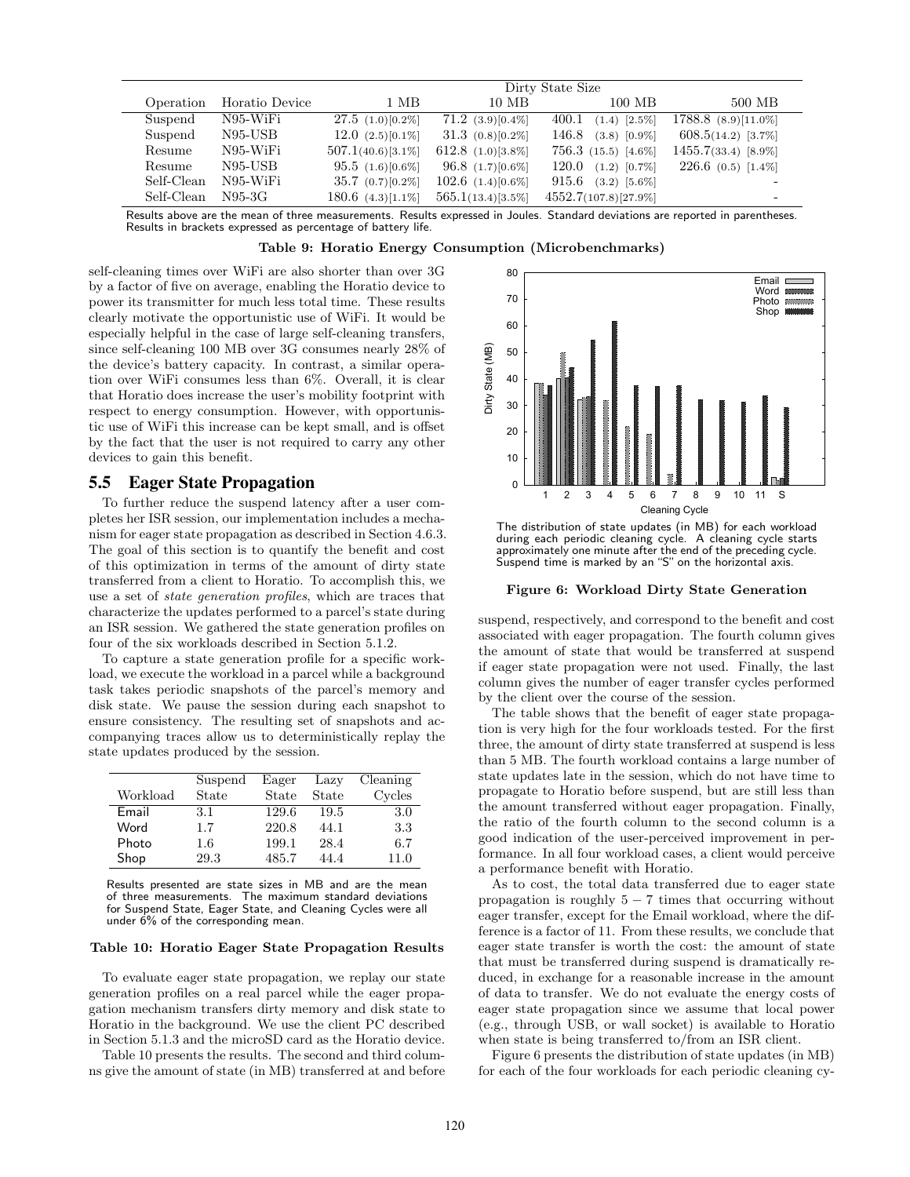| Operation | Horatio Device | Dirty State Size 1 MB | 10 MB | 100 MB | 500 MB |
|---|---|---|---|---|---|
| Suspend | N95-WiFi | 27.5 (1.0)[0.2%] | 71.2 (3.9)[0.4%] | 400.1 (1.4) [2.5%] | 1788.8 (8.9)[11.0%] |
| Suspend | N95-USB | 12.0 (2.5)[0.1%] | 31.3 (0.8)[0.2%] | 146.8 (3.8) [0.9%] | 608.5(14.2) [3.7%] |
| Resume | N95-WiFi | 507.1(40.6)[3.1%] | 612.8 (1.0)[3.8%] | 756.3 (15.5) [4.6%] | 1455.7(33.4) [8.9%] |
| Resume | N95-USB | 95.5 (1.6)[0.6%] | 96.8 (1.7)[0.6%] | 120.0 (1.2) [0.7%] | 226.6 (0.5) [1.4%] |
| Self-Clean | N95-WiFi | 35.7 (0.7)[0.2%] | 102.6 (1.4)[0.6%] | 915.6 (3.2) [5.6%] | - |
| Self-Clean | N95-3G | 180.6 (4.3)[1.1%] | 565.1(13.4)[3.5%] | 4552.7(107.8)[27.9%] | - |

Results above are the mean of three measurements. Results expressed in Joules. Standard deviations are reported in parentheses. Results in brackets expressed as percentage of battery life.

**Table 9: Horatio Energy Consumption (Microbenchmarks)**

self-cleaning times over WiFi are also shorter than over 3G by a factor of five on average, enabling the Horatio device to power its transmitter for much less total time. These results clearly motivate the opportunistic use of WiFi. It would be especially helpful in the case of large self-cleaning transfers, since self-cleaning 100 MB over 3G consumes nearly 28% of the device's battery capacity. In contrast, a similar operation over WiFi consumes less than 6%. Overall, it is clear that Horatio does increase the user's mobility footprint with respect to energy consumption. However, with opportunistic use of WiFi this increase can be kept small, and is offset by the fact that the user is not required to carry any other devices to gain this benefit.

## 5.5 Eager State Propagation

To further reduce the suspend latency after a user completes her ISR session, our implementation includes a mechanism for eager state propagation as described in Section 4.6.3. The goal of this section is to quantify the benefit and cost of this optimization in terms of the amount of dirty state transferred from a client to Horatio. To accomplish this, we use a set of *state generation profiles*, which are traces that characterize the updates performed to a parcel's state during an ISR session. We gathered the state generation profiles on four of the six workloads described in Section 5.1.2.

To capture a state generation profile for a specific workload, we execute the workload in a parcel while a background task takes periodic snapshots of the parcel's memory and disk state. We pause the session during each snapshot to ensure consistency. The resulting set of snapshots and accompanying traces allow us to deterministically replay the state updates produced by the session.

| Workload | Suspend State | Eager State | Lazy State | Cleaning Cycles |
|---|---|---|---|---|
| Email | 3.1 | 129.6 | 19.5 | 3.0 |
| Word | 1.7 | 220.8 | 44.1 | 3.3 |
| Photo | 1.6 | 199.1 | 28.4 | 6.7 |
| Shop | 29.3 | 485.7 | 44.4 | 11.0 |

Results presented are state sizes in MB and are the mean of three measurements. The maximum standard deviations for Suspend State, Eager State, and Cleaning Cycles were all under 6% of the corresponding mean.

**Table 10: Horatio Eager State Propagation Results**

To evaluate eager state propagation, we replay our state generation profiles on a real parcel while the eager propagation mechanism transfers dirty memory and disk state to Horatio in the background. We use the client PC described in Section 5.1.3 and the microSD card as the Horatio device.

Table 10 presents the results. The second and third columns give the amount of state (in MB) transferred at and before suspend, respectively, and correspond to the benefit and cost associated with eager propagation. The fourth column gives the amount of state that would be transferred at suspend if eager state propagation were not used. Finally, the last column gives the number of eager transfer cycles performed by the client over the course of the session.

The distribution of state updates (in MB) for each workload during each periodic cleaning cycle. A cleaning cycle starts approximately one minute after the end of the preceding cycle. Suspend time is marked by an "S" on the horizontal axis.

**Figure 6: Workload Dirty State Generation**

The table shows that the benefit of eager state propagation is very high for the four workloads tested. For the first three, the amount of dirty state transferred at suspend is less than 5 MB. The fourth workload contains a large number of state updates late in the session, which do not have time to propagate to Horatio before suspend, but are still less than the amount transferred without eager propagation. Finally, the ratio of the fourth column to the second column is a good indication of the user-perceived improvement in performance. In all four workload cases, a client would perceive a performance benefit with Horatio.

As to cost, the total data transferred due to eager state propagation is roughly $5-7$ times that occurring without eager transfer, except for the Email workload, where the difference is a factor of 11. From these results, we conclude that eager state transfer is worth the cost: the amount of state that must be transferred during suspend is dramatically reduced, in exchange for a reasonable increase in the amount of data to transfer. We do not evaluate the energy costs of eager state propagation since we assume that local power (e.g., through USB, or wall socket) is available to Horatio when state is being transferred to/from an ISR client.

Figure 6 presents the distribution of state updates (in MB) for each of the four workloads for each periodic cleaning cy-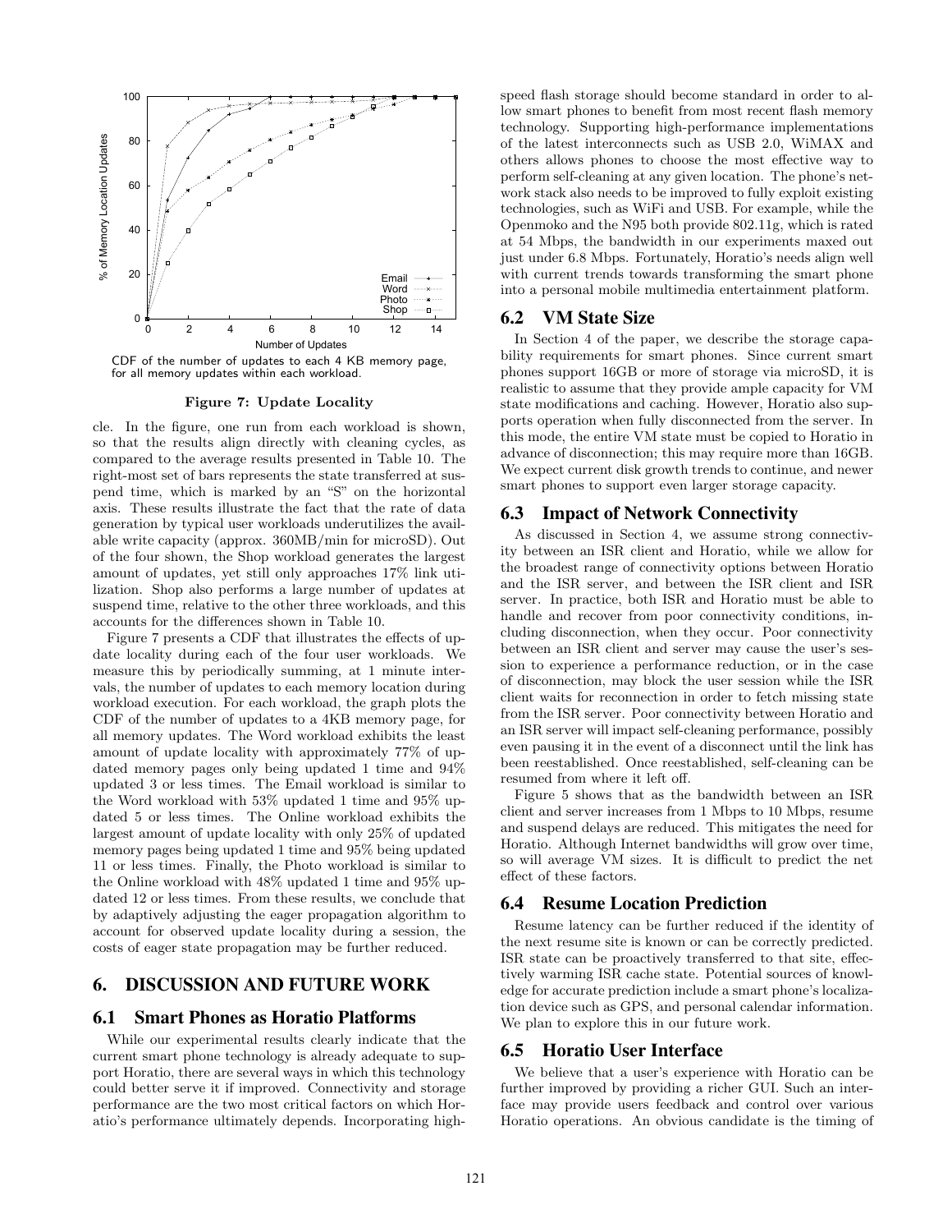CDF of the number of updates to each 4 KB memory page, for all memory updates within each workload.

**Figure 7: Update Locality**

cle. In the figure, one run from each workload is shown, so that the results align directly with cleaning cycles, as compared to the average results presented in Table 10. The right-most set of bars represents the state transferred at suspend time, which is marked by an "S" on the horizontal axis. These results illustrate the fact that the rate of data generation by typical user workloads underutilizes the available write capacity (approx. 360MB/min for microSD). Out of the four shown, the Shop workload generates the largest amount of updates, yet still only approaches 17% link utilization. Shop also performs a large number of updates at suspend time, relative to the other three workloads, and this accounts for the differences shown in Table 10.

Figure 7 presents a CDF that illustrates the effects of update locality during each of the four user workloads. We measure this by periodically summing, at 1 minute intervals, the number of updates to each memory location during workload execution. For each workload, the graph plots the CDF of the number of updates to a 4KB memory page, for all memory updates. The Word workload exhibits the least amount of update locality with approximately 77% of updated memory pages only being updated 1 time and 94% updated 3 or less times. The Email workload is similar to the Word workload with 53% updated 1 time and 95% updated 5 or less times. The Online workload exhibits the largest amount of update locality with only 25% of updated memory pages being updated 1 time and 95% being updated 11 or less times. Finally, the Photo workload is similar to the Online workload with 48% updated 1 time and 95% updated 12 or less times. From these results, we conclude that by adaptively adjusting the eager propagation algorithm to account for observed update locality during a session, the costs of eager state propagation may be further reduced.

# 6. DISCUSSION AND FUTURE WORK

## 6.1 Smart Phones as Horatio Platforms

While our experimental results clearly indicate that the current smart phone technology is already adequate to support Horatio, there are several ways in which this technology could better serve it if improved. Connectivity and storage performance are the two most critical factors on which Horatio's performance ultimately depends. Incorporating high-speed flash storage should become standard in order to allow smart phones to benefit from most recent flash memory technology. Supporting high-performance implementations of the latest interconnects such as USB 2.0, WiMAX and others allows phones to choose the most effective way to perform self-cleaning at any given location. The phone's network stack also needs to be improved to fully exploit existing technologies, such as WiFi and USB. For example, while the Openmoko and the N95 both provide 802.11g, which is rated at 54 Mbps, the bandwidth in our experiments maxed out just under 6.8 Mbps. Fortunately, Horatio's needs align well with current trends towards transforming the smart phone into a personal mobile multimedia entertainment platform.

## 6.2 VM State Size

In Section 4 of the paper, we describe the storage capability requirements for smart phones. Since current smart phones support 16GB or more of storage via microSD, it is realistic to assume that they provide ample capacity for VM state modifications and caching. However, Horatio also supports operation when fully disconnected from the server. In this mode, the entire VM state must be copied to Horatio in advance of disconnection; this may require more than 16GB. We expect current disk growth trends to continue, and newer smart phones to support even larger storage capacity.

## 6.3 Impact of Network Connectivity

As discussed in Section 4, we assume strong connectivity between an ISR client and Horatio, while we allow for the broadest range of connectivity options between Horatio and the ISR server, and between the ISR client and ISR server. In practice, both ISR and Horatio must be able to handle and recover from poor connectivity conditions, including disconnection, when they occur. Poor connectivity between an ISR client and server may cause the user's session to experience a performance reduction, or in the case of disconnection, may block the user session while the ISR client waits for reconnection in order to fetch missing state from the ISR server. Poor connectivity between Horatio and an ISR server will impact self-cleaning performance, possibly even pausing it in the event of a disconnect until the link has been reestablished. Once reestablished, self-cleaning can be resumed from where it left off.

Figure 5 shows that as the bandwidth between an ISR client and server increases from 1 Mbps to 10 Mbps, resume and suspend delays are reduced. This mitigates the need for Horatio. Although Internet bandwidths will grow over time, so will average VM sizes. It is difficult to predict the net effect of these factors.

## 6.4 Resume Location Prediction

Resume latency can be further reduced if the identity of the next resume site is known or can be correctly predicted. ISR state can be proactively transferred to that site, effectively warming ISR cache state. Potential sources of knowledge for accurate prediction include a smart phone's localization device such as GPS, and personal calendar information. We plan to explore this in our future work.

## 6.5 Horatio User Interface

We believe that a user's experience with Horatio can be further improved by providing a richer GUI. Such an interface may provide users feedback and control over various Horatio operations. An obvious candidate is the timing of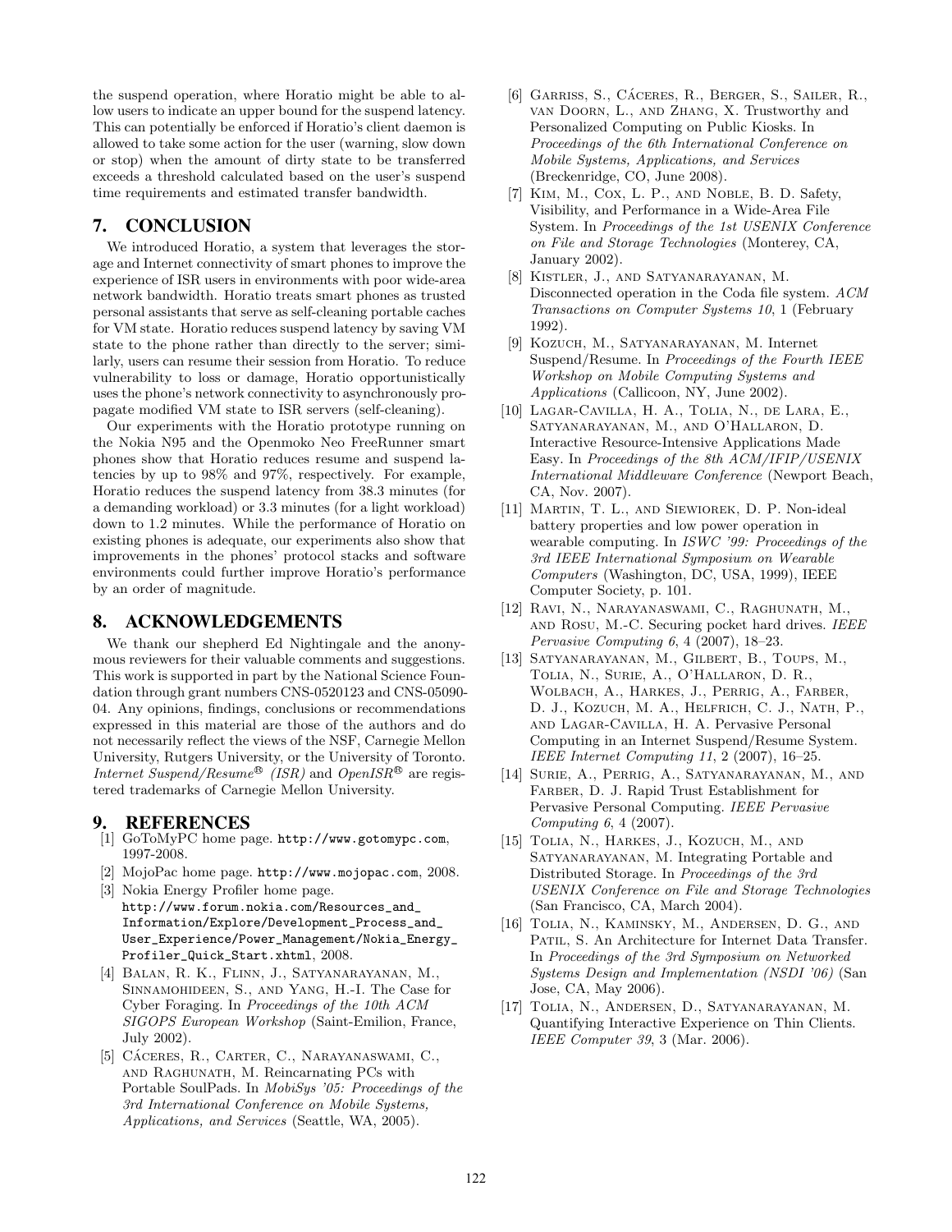the suspend operation, where Horatio might be able to allow users to indicate an upper bound for the suspend latency. This can potentially be enforced if Horatio's client daemon is allowed to take some action for the user (warning, slow down or stop) when the amount of dirty state to be transferred exceeds a threshold calculated based on the user's suspend time requirements and estimated transfer bandwidth.

## 7. CONCLUSION

We introduced Horatio, a system that leverages the storage and Internet connectivity of smart phones to improve the experience of ISR users in environments with poor wide-area network bandwidth. Horatio treats smart phones as trusted personal assistants that serve as self-cleaning portable caches for VM state. Horatio reduces suspend latency by saving VM state to the phone rather than directly to the server; similarly, users can resume their session from Horatio. To reduce vulnerability to loss or damage, Horatio opportunistically uses the phone's network connectivity to asynchronously propagate modified VM state to ISR servers (self-cleaning).

Our experiments with the Horatio prototype running on the Nokia N95 and the Openmoko Neo FreeRunner smart phones show that Horatio reduces resume and suspend latencies by up to 98% and 97%, respectively. For example, Horatio reduces the suspend latency from 38.3 minutes (for a demanding workload) or 3.3 minutes (for a light workload) down to 1.2 minutes. While the performance of Horatio on existing phones is adequate, our experiments also show that improvements in the phones' protocol stacks and software environments could further improve Horatio's performance by an order of magnitude.

## 8. ACKNOWLEDGEMENTS

We thank our shepherd Ed Nightingale and the anonymous reviewers for their valuable comments and suggestions. This work is supported in part by the National Science Foundation through grant numbers CNS-0520123 and CNS-0509004. Any opinions, findings, conclusions or recommendations expressed in this material are those of the authors and do not necessarily reflect the views of the NSF, Carnegie Mellon University, Rutgers University, or the University of Toronto. *Internet Suspend/Resume®* *(ISR)* and *OpenISR®* are registered trademarks of Carnegie Mellon University.

## 9. REFERENCES

[1] GoToMyPC home page. http://www.gotomypc.com, 1997-2008.

[2] MojoPac home page. http://www.mojopac.com, 2008.

[3] Nokia Energy Profiler home page. http://www.forum.nokia.com/Resources_and_Information/Explore/Development_Process_and_User_Experience/Power_Management/Nokia_Energy_Profiler_Quick_Start.xhtml, 2008.

[4] Balan, R. K., Flinn, J., Satyanarayanan, M., Sinnamohideen, S., and Yang, H.-I. The Case for Cyber Foraging. In *Proceedings of the 10th ACM SIGOPS European Workshop* (Saint-Emilion, France, July 2002).

[5] Cáceres, R., Carter, C., Narayanaswami, C., and Raghunath, M. Reincarnating PCs with Portable SoulPads. In *MobiSys '05: Proceedings of the 3rd International Conference on Mobile Systems, Applications, and Services* (Seattle, WA, 2005).

[6] Garriss, S., Cáceres, R., Berger, S., Sailer, R., van Doorn, L., and Zhang, X. Trustworthy and Personalized Computing on Public Kiosks. In *Proceedings of the 6th International Conference on Mobile Systems, Applications, and Services* (Breckenridge, CO, June 2008).

[7] Kim, M., Cox, L. P., and Noble, B. D. Safety, Visibility, and Performance in a Wide-Area File System. In *Proceedings of the 1st USENIX Conference on File and Storage Technologies* (Monterey, CA, January 2002).

[8] Kistler, J., and Satyanarayanan, M. Disconnected operation in the Coda file system. *ACM Transactions on Computer Systems 10*, 1 (February 1992).

[9] Kozuch, M., Satyanarayanan, M. Internet Suspend/Resume. In *Proceedings of the Fourth IEEE Workshop on Mobile Computing Systems and Applications* (Callicoon, NY, June 2002).

[10] Lagar-Cavilla, H. A., Tolia, N., de Lara, E., Satyanarayanan, M., and O'Hallaron, D. Interactive Resource-Intensive Applications Made Easy. In *Proceedings of the 8th ACM/IFIP/USENIX International Middleware Conference* (Newport Beach, CA, Nov. 2007).

[11] Martin, T. L., and Siewiorek, D. P. Non-ideal battery properties and low power operation in wearable computing. In *ISWC '99: Proceedings of the 3rd IEEE International Symposium on Wearable Computers* (Washington, DC, USA, 1999), IEEE Computer Society, p. 101.

[12] Ravi, N., Narayanaswami, C., Raghunath, M., and Rosu, M.-C. Securing pocket hard drives. *IEEE Pervasive Computing 6*, 4 (2007), 18–23.

[13] Satyanarayanan, M., Gilbert, B., Toups, M., Tolia, N., Surie, A., O'Hallaron, D. R., Wolbach, A., Harkes, J., Perrig, A., Farber, D. J., Kozuch, M. A., Helfrich, C. J., Nath, P., and Lagar-Cavilla, H. A. Pervasive Personal Computing in an Internet Suspend/Resume System. *IEEE Internet Computing 11*, 2 (2007), 16–25.

[14] Surie, A., Perrig, A., Satyanarayanan, M., and Farber, D. J. Rapid Trust Establishment for Pervasive Personal Computing. *IEEE Pervasive Computing 6*, 4 (2007).

[15] Tolia, N., Harkes, J., Kozuch, M., and Satyanarayanan, M. Integrating Portable and Distributed Storage. In *Proceedings of the 3rd USENIX Conference on File and Storage Technologies* (San Francisco, CA, March 2004).

[16] Tolia, N., Kaminsky, M., Andersen, D. G., and Patil, S. An Architecture for Internet Data Transfer. In *Proceedings of the 3rd Symposium on Networked Systems Design and Implementation (NSDI '06)* (San Jose, CA, May 2006).

[17] Tolia, N., Andersen, D., Satyanarayanan, M. Quantifying Interactive Experience on Thin Clients. *IEEE Computer 39*, 3 (Mar. 2006).